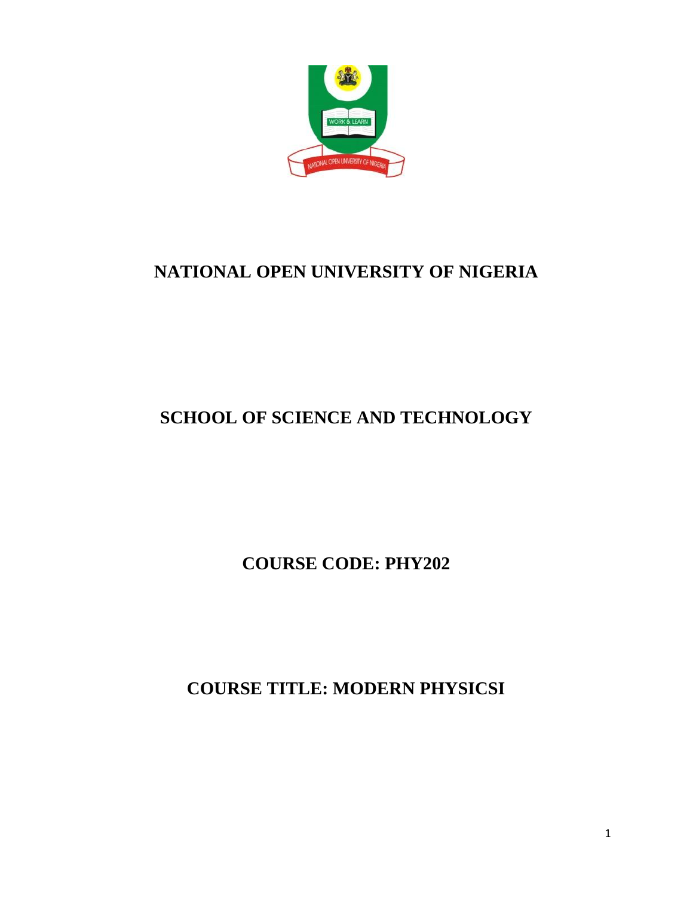# NATIONAL OPEN UNIVERSITY OF NIGERIA

## SCHOOL OF SCIENCE AND TECHNOLOGY

## COURSE CODE: PHY202

## COURSE TITLE: MODERN PHYSICSI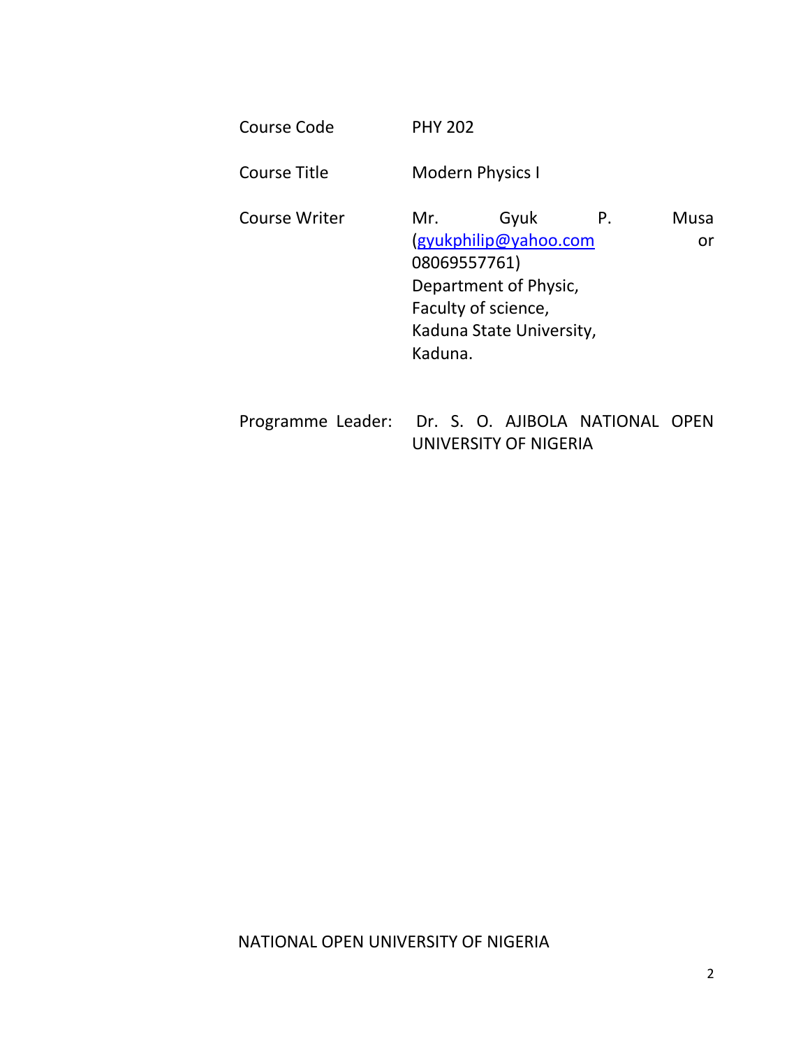| | |
|---|---|
| Course Code | PHY 202 |
| Course Title | Modern Physics I |
| Course Writer | Mr. Gyuk P. Musa (gyukphilip@yahoo.com or 08069557761)<br>Department of Physic,<br>Faculty of science,<br>Kaduna State University,<br>Kaduna. |
| Programme Leader: | Dr. S. O. AJIBOLA NATIONAL OPEN UNIVERSITY OF NIGERIA |

NATIONAL OPEN UNIVERSITY OF NIGERIA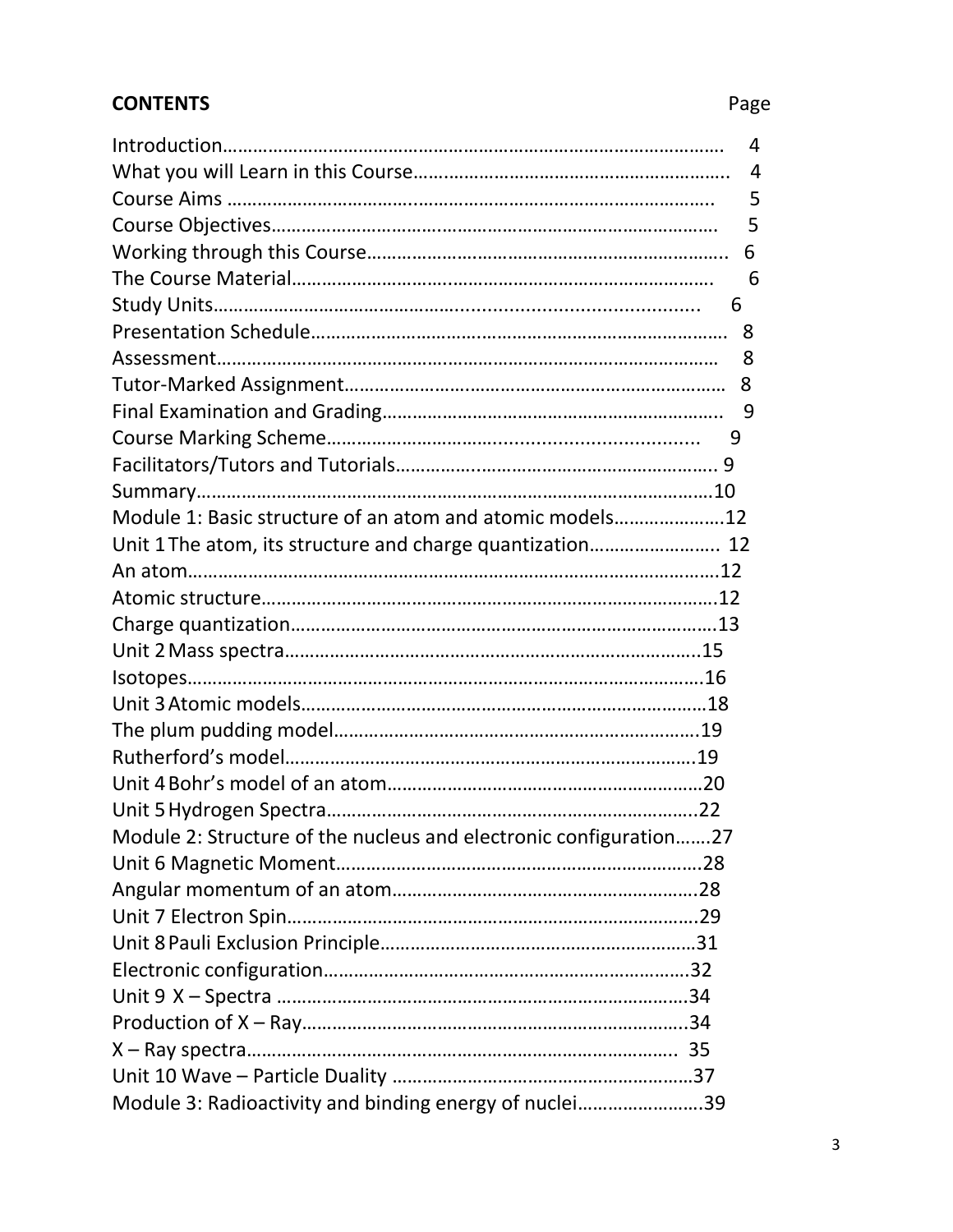**CONTENTS** Page

| | |
|---|---|
| Introduction | 4 |
| What you will Learn in this Course | 4 |
| Course Aims | 5 |
| Course Objectives | 5 |
| Working through this Course | 6 |
| The Course Material | 6 |
| Study Units | 6 |
| Presentation Schedule | 8 |
| Assessment | 8 |
| Tutor-Marked Assignment | 8 |
| Final Examination and Grading | 9 |
| Course Marking Scheme | 9 |
| Facilitators/Tutors and Tutorials | 9 |
| Summary | 10 |
| Module 1: Basic structure of an atom and atomic models | 12 |
| Unit 1 The atom, its structure and charge quantization | 12 |
| An atom | 12 |
| Atomic structure | 12 |
| Charge quantization | 13 |
| Unit 2 Mass spectra | 15 |
| Isotopes | 16 |
| Unit 3 Atomic models | 18 |
| The plum pudding model | 19 |
| Rutherford's model | 19 |
| Unit 4 Bohr's model of an atom | 20 |
| Unit 5 Hydrogen Spectra | 22 |
| Module 2: Structure of the nucleus and electronic configuration | 27 |
| Unit 6 Magnetic Moment | 28 |
| Angular momentum of an atom | 28 |
| Unit 7 Electron Spin | 29 |
| Unit 8 Pauli Exclusion Principle | 31 |
| Electronic configuration | 32 |
| Unit 9 X – Spectra | 34 |
| Production of X – Ray | 34 |
| X – Ray spectra | 35 |
| Unit 10 Wave – Particle Duality | 37 |
| Module 3: Radioactivity and binding energy of nuclei | 39 |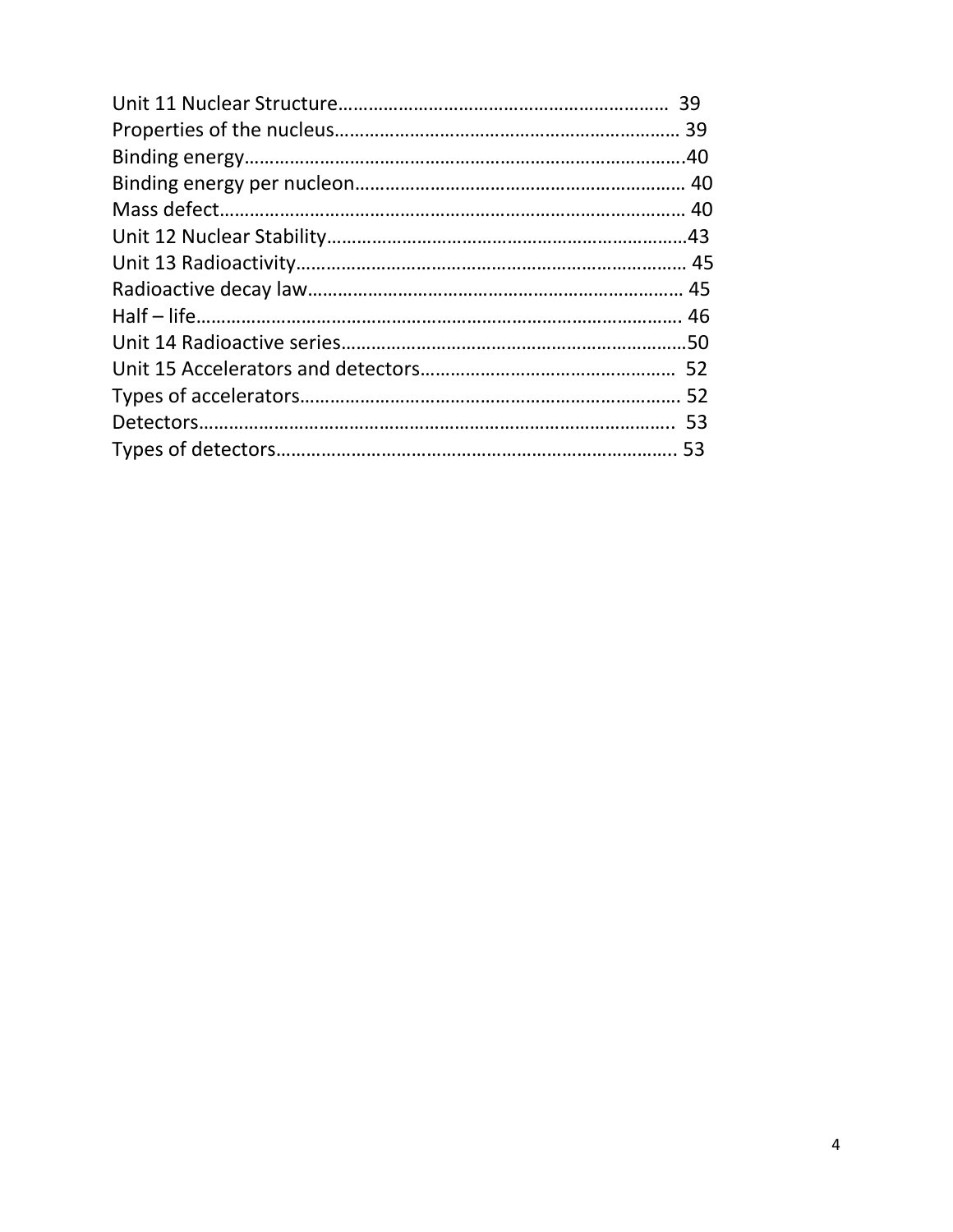Unit 11 Nuclear Structure………………………………………………………… 39
Properties of the nucleus…………………………………………………………… 39
Binding energy………………………………………………………………………….40
Binding energy per nucleon………………………………………………………… 40
Mass defect……………………………………………………………………………… 40
Unit 12 Nuclear Stability……………………………………………………………43
Unit 13 Radioactivity………………………………………………………………… 45
Radioactive decay law……………………………………………………………… 45
Half – life…………………………………………………………………………………. 46
Unit 14 Radioactive series…………………………………………………………50
Unit 15 Accelerators and detectors…………………………………………… 52
Types of accelerators………………………………………………………………. 52
Detectors………………………………………………………………………………… 53
Types of detectors…………………………………………………………………... 53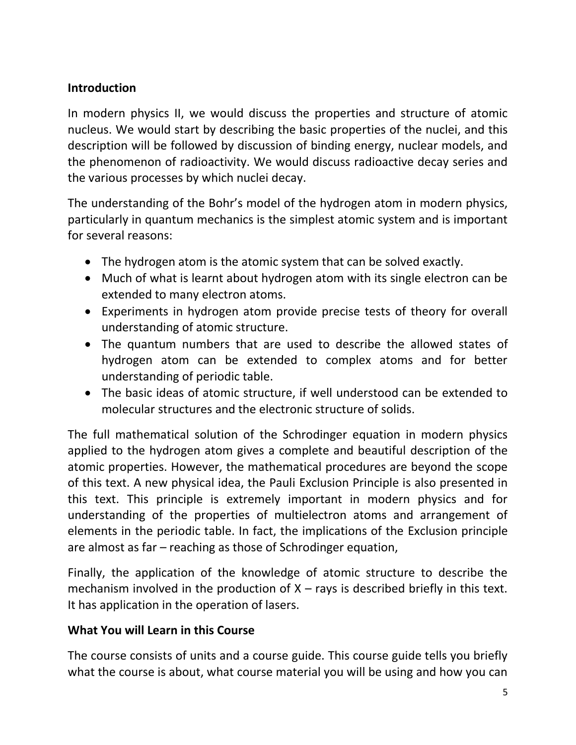## Introduction

In modern physics II, we would discuss the properties and structure of atomic nucleus. We would start by describing the basic properties of the nuclei, and this description will be followed by discussion of binding energy, nuclear models, and the phenomenon of radioactivity. We would discuss radioactive decay series and the various processes by which nuclei decay.

The understanding of the Bohr's model of the hydrogen atom in modern physics, particularly in quantum mechanics is the simplest atomic system and is important for several reasons:

- The hydrogen atom is the atomic system that can be solved exactly.
- Much of what is learnt about hydrogen atom with its single electron can be extended to many electron atoms.
- Experiments in hydrogen atom provide precise tests of theory for overall understanding of atomic structure.
- The quantum numbers that are used to describe the allowed states of hydrogen atom can be extended to complex atoms and for better understanding of periodic table.
- The basic ideas of atomic structure, if well understood can be extended to molecular structures and the electronic structure of solids.

The full mathematical solution of the Schrodinger equation in modern physics applied to the hydrogen atom gives a complete and beautiful description of the atomic properties. However, the mathematical procedures are beyond the scope of this text. A new physical idea, the Pauli Exclusion Principle is also presented in this text. This principle is extremely important in modern physics and for understanding of the properties of multielectron atoms and arrangement of elements in the periodic table. In fact, the implications of the Exclusion principle are almost as far – reaching as those of Schrodinger equation,

Finally, the application of the knowledge of atomic structure to describe the mechanism involved in the production of X – rays is described briefly in this text. It has application in the operation of lasers.

## What You will Learn in this Course

The course consists of units and a course guide. This course guide tells you briefly what the course is about, what course material you will be using and how you can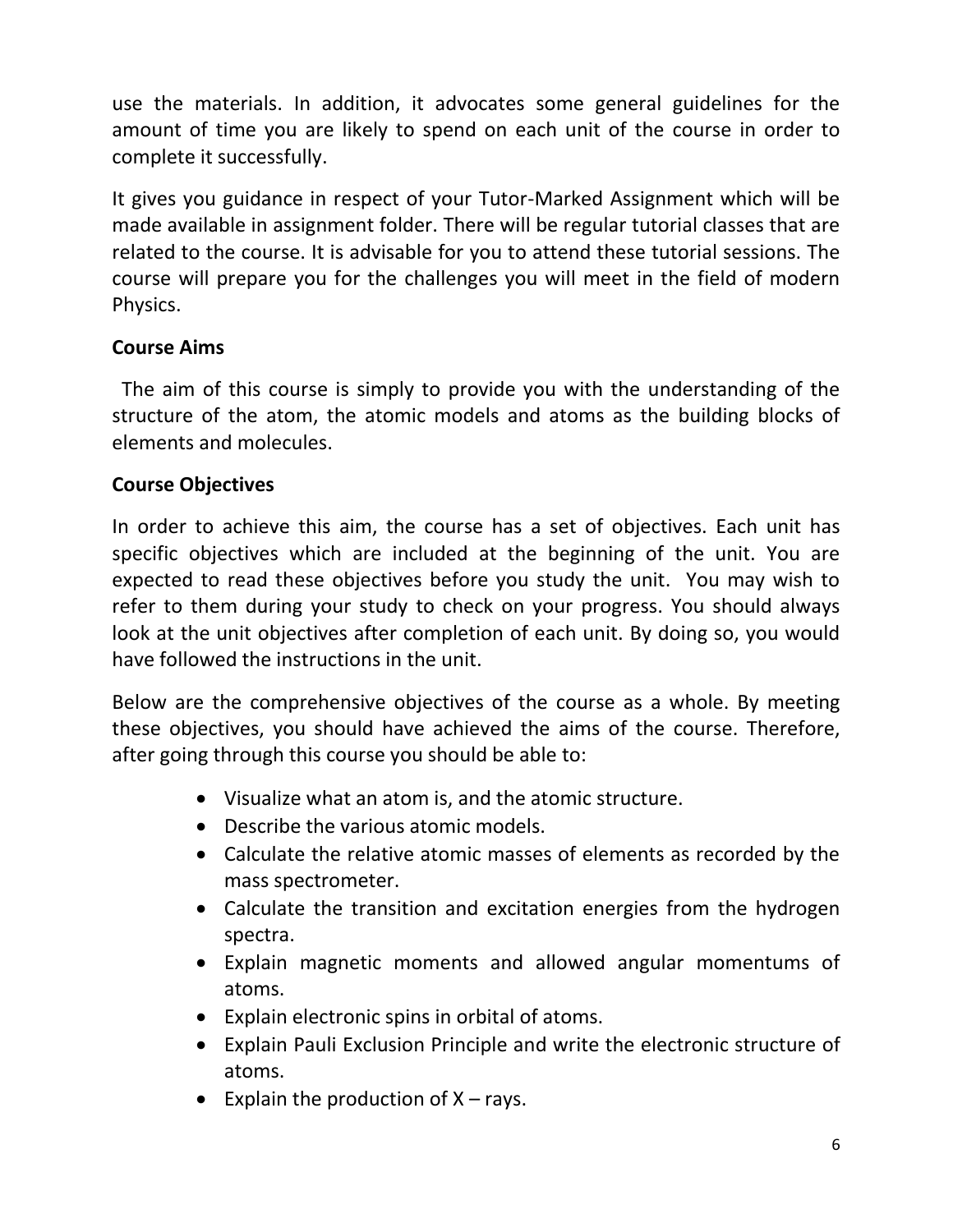use the materials. In addition, it advocates some general guidelines for the amount of time you are likely to spend on each unit of the course in order to complete it successfully.

It gives you guidance in respect of your Tutor-Marked Assignment which will be made available in assignment folder. There will be regular tutorial classes that are related to the course. It is advisable for you to attend these tutorial sessions. The course will prepare you for the challenges you will meet in the field of modern Physics.

**Course Aims**

The aim of this course is simply to provide you with the understanding of the structure of the atom, the atomic models and atoms as the building blocks of elements and molecules.

**Course Objectives**

In order to achieve this aim, the course has a set of objectives. Each unit has specific objectives which are included at the beginning of the unit. You are expected to read these objectives before you study the unit. You may wish to refer to them during your study to check on your progress. You should always look at the unit objectives after completion of each unit. By doing so, you would have followed the instructions in the unit.

Below are the comprehensive objectives of the course as a whole. By meeting these objectives, you should have achieved the aims of the course. Therefore, after going through this course you should be able to:

- Visualize what an atom is, and the atomic structure.
- Describe the various atomic models.
- Calculate the relative atomic masses of elements as recorded by the mass spectrometer.
- Calculate the transition and excitation energies from the hydrogen spectra.
- Explain magnetic moments and allowed angular momentums of atoms.
- Explain electronic spins in orbital of atoms.
- Explain Pauli Exclusion Principle and write the electronic structure of atoms.
- Explain the production of X – rays.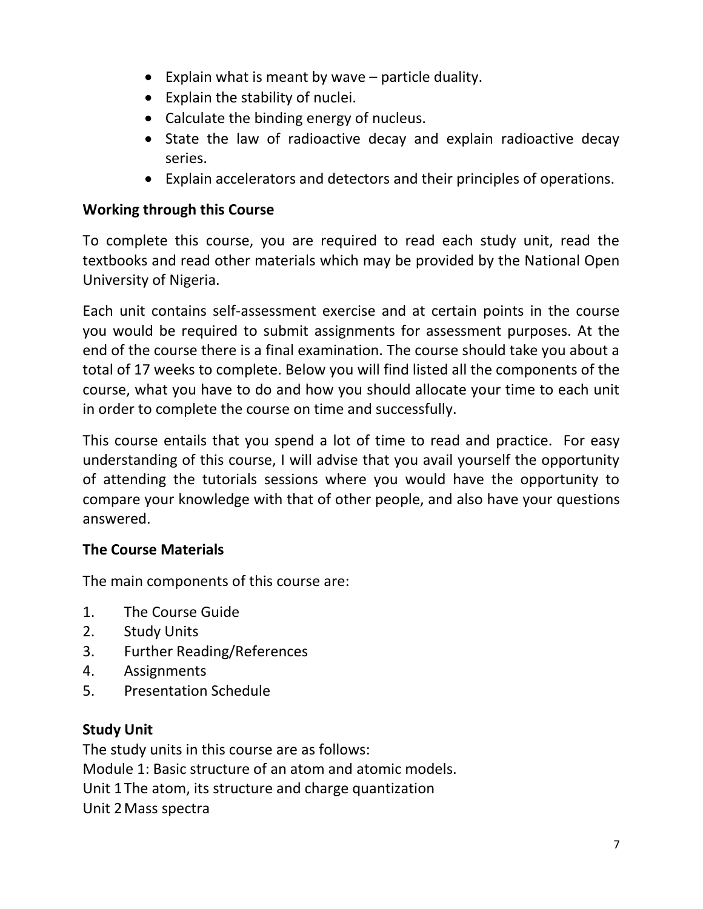- Explain what is meant by wave – particle duality.
- Explain the stability of nuclei.
- Calculate the binding energy of nucleus.
- State the law of radioactive decay and explain radioactive decay series.
- Explain accelerators and detectors and their principles of operations.

**Working through this Course**

To complete this course, you are required to read each study unit, read the textbooks and read other materials which may be provided by the National Open University of Nigeria.

Each unit contains self-assessment exercise and at certain points in the course you would be required to submit assignments for assessment purposes. At the end of the course there is a final examination. The course should take you about a total of 17 weeks to complete. Below you will find listed all the components of the course, what you have to do and how you should allocate your time to each unit in order to complete the course on time and successfully.

This course entails that you spend a lot of time to read and practice. For easy understanding of this course, I will advise that you avail yourself the opportunity of attending the tutorials sessions where you would have the opportunity to compare your knowledge with that of other people, and also have your questions answered.

**The Course Materials**

The main components of this course are:

1. The Course Guide
2. Study Units
3. Further Reading/References
4. Assignments
5. Presentation Schedule

**Study Unit**

The study units in this course are as follows:

Module 1: Basic structure of an atom and atomic models.

Unit 1 The atom, its structure and charge quantization

Unit 2 Mass spectra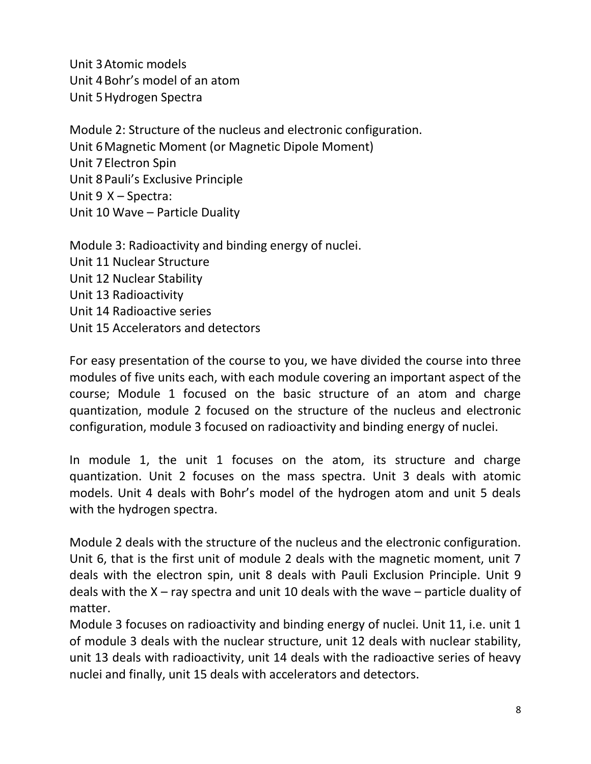Unit 3 Atomic models
Unit 4 Bohr's model of an atom
Unit 5 Hydrogen Spectra

Module 2: Structure of the nucleus and electronic configuration.
Unit 6 Magnetic Moment (or Magnetic Dipole Moment)
Unit 7 Electron Spin
Unit 8 Pauli's Exclusive Principle
Unit 9 X – Spectra:
Unit 10 Wave – Particle Duality

Module 3: Radioactivity and binding energy of nuclei.
Unit 11 Nuclear Structure
Unit 12 Nuclear Stability
Unit 13 Radioactivity
Unit 14 Radioactive series
Unit 15 Accelerators and detectors

For easy presentation of the course to you, we have divided the course into three modules of five units each, with each module covering an important aspect of the course; Module 1 focused on the basic structure of an atom and charge quantization, module 2 focused on the structure of the nucleus and electronic configuration, module 3 focused on radioactivity and binding energy of nuclei.

In module 1, the unit 1 focuses on the atom, its structure and charge quantization. Unit 2 focuses on the mass spectra. Unit 3 deals with atomic models. Unit 4 deals with Bohr's model of the hydrogen atom and unit 5 deals with the hydrogen spectra.

Module 2 deals with the structure of the nucleus and the electronic configuration. Unit 6, that is the first unit of module 2 deals with the magnetic moment, unit 7 deals with the electron spin, unit 8 deals with Pauli Exclusion Principle. Unit 9 deals with the X – ray spectra and unit 10 deals with the wave – particle duality of matter.
Module 3 focuses on radioactivity and binding energy of nuclei. Unit 11, i.e. unit 1 of module 3 deals with the nuclear structure, unit 12 deals with nuclear stability, unit 13 deals with radioactivity, unit 14 deals with the radioactive series of heavy nuclei and finally, unit 15 deals with accelerators and detectors.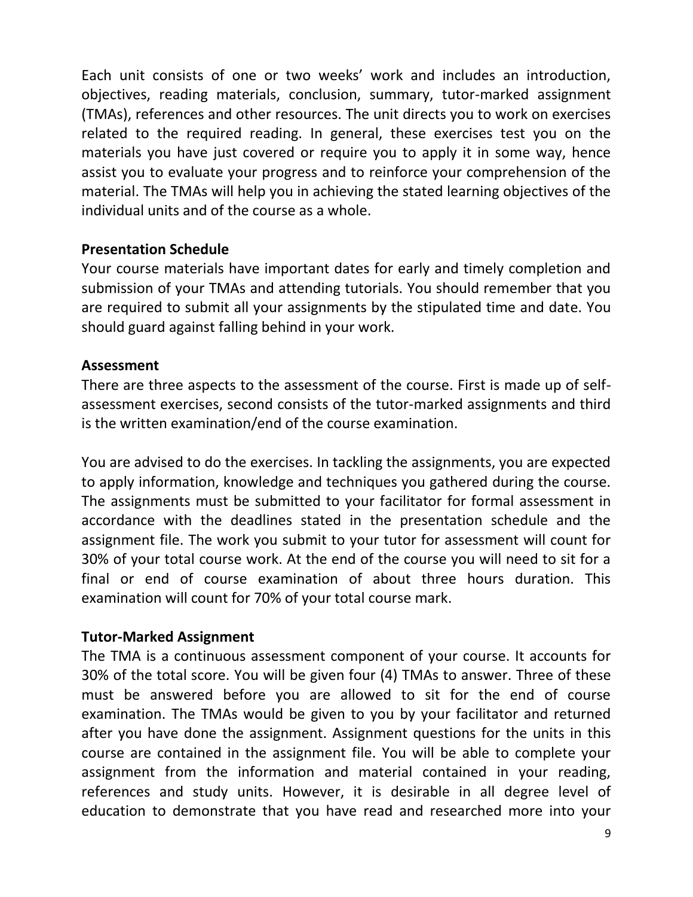Each unit consists of one or two weeks' work and includes an introduction, objectives, reading materials, conclusion, summary, tutor-marked assignment (TMAs), references and other resources. The unit directs you to work on exercises related to the required reading. In general, these exercises test you on the materials you have just covered or require you to apply it in some way, hence assist you to evaluate your progress and to reinforce your comprehension of the material. The TMAs will help you in achieving the stated learning objectives of the individual units and of the course as a whole.

**Presentation Schedule**

Your course materials have important dates for early and timely completion and submission of your TMAs and attending tutorials. You should remember that you are required to submit all your assignments by the stipulated time and date. You should guard against falling behind in your work.

**Assessment**

There are three aspects to the assessment of the course. First is made up of self-assessment exercises, second consists of the tutor-marked assignments and third is the written examination/end of the course examination.

You are advised to do the exercises. In tackling the assignments, you are expected to apply information, knowledge and techniques you gathered during the course. The assignments must be submitted to your facilitator for formal assessment in accordance with the deadlines stated in the presentation schedule and the assignment file. The work you submit to your tutor for assessment will count for 30% of your total course work. At the end of the course you will need to sit for a final or end of course examination of about three hours duration. This examination will count for 70% of your total course mark.

**Tutor-Marked Assignment**

The TMA is a continuous assessment component of your course. It accounts for 30% of the total score. You will be given four (4) TMAs to answer. Three of these must be answered before you are allowed to sit for the end of course examination. The TMAs would be given to you by your facilitator and returned after you have done the assignment. Assignment questions for the units in this course are contained in the assignment file. You will be able to complete your assignment from the information and material contained in your reading, references and study units. However, it is desirable in all degree level of education to demonstrate that you have read and researched more into your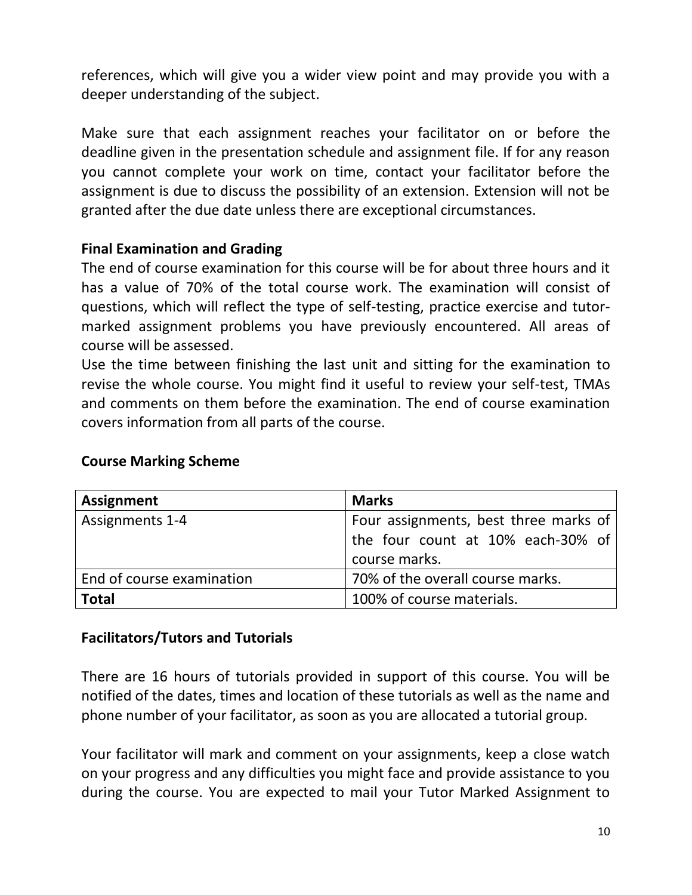references, which will give you a wider view point and may provide you with a deeper understanding of the subject.

Make sure that each assignment reaches your facilitator on or before the deadline given in the presentation schedule and assignment file. If for any reason you cannot complete your work on time, contact your facilitator before the assignment is due to discuss the possibility of an extension. Extension will not be granted after the due date unless there are exceptional circumstances.

**Final Examination and Grading**

The end of course examination for this course will be for about three hours and it has a value of 70% of the total course work. The examination will consist of questions, which will reflect the type of self-testing, practice exercise and tutor-marked assignment problems you have previously encountered. All areas of course will be assessed.

Use the time between finishing the last unit and sitting for the examination to revise the whole course. You might find it useful to review your self-test, TMAs and comments on them before the examination. The end of course examination covers information from all parts of the course.

**Course Marking Scheme**

| **Assignment** | **Marks** |
| --- | --- |
| Assignments 1-4 | Four assignments, best three marks of the four count at 10% each-30% of course marks. |
| End of course examination | 70% of the overall course marks. |
| **Total** | 100% of course materials. |

**Facilitators/Tutors and Tutorials**

There are 16 hours of tutorials provided in support of this course. You will be notified of the dates, times and location of these tutorials as well as the name and phone number of your facilitator, as soon as you are allocated a tutorial group.

Your facilitator will mark and comment on your assignments, keep a close watch on your progress and any difficulties you might face and provide assistance to you during the course. You are expected to mail your Tutor Marked Assignment to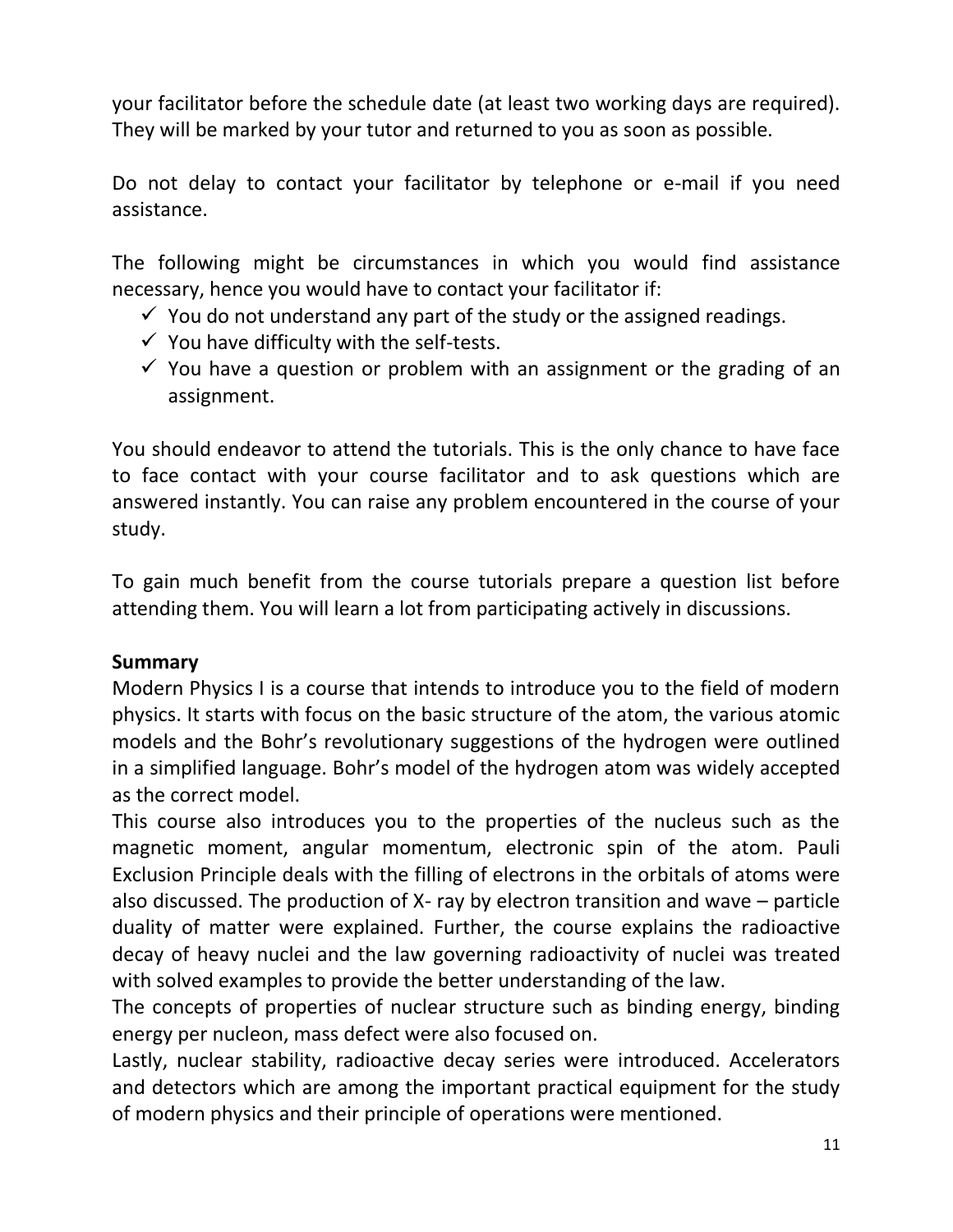your facilitator before the schedule date (at least two working days are required). They will be marked by your tutor and returned to you as soon as possible.

Do not delay to contact your facilitator by telephone or e-mail if you need assistance.

The following might be circumstances in which you would find assistance necessary, hence you would have to contact your facilitator if:

- ✓ You do not understand any part of the study or the assigned readings.
- ✓ You have difficulty with the self-tests.
- ✓ You have a question or problem with an assignment or the grading of an assignment.

You should endeavor to attend the tutorials. This is the only chance to have face to face contact with your course facilitator and to ask questions which are answered instantly. You can raise any problem encountered in the course of your study.

To gain much benefit from the course tutorials prepare a question list before attending them. You will learn a lot from participating actively in discussions.

**Summary**

Modern Physics I is a course that intends to introduce you to the field of modern physics. It starts with focus on the basic structure of the atom, the various atomic models and the Bohr's revolutionary suggestions of the hydrogen were outlined in a simplified language. Bohr's model of the hydrogen atom was widely accepted as the correct model.

This course also introduces you to the properties of the nucleus such as the magnetic moment, angular momentum, electronic spin of the atom. Pauli Exclusion Principle deals with the filling of electrons in the orbitals of atoms were also discussed. The production of X- ray by electron transition and wave – particle duality of matter were explained. Further, the course explains the radioactive decay of heavy nuclei and the law governing radioactivity of nuclei was treated with solved examples to provide the better understanding of the law.

The concepts of properties of nuclear structure such as binding energy, binding energy per nucleon, mass defect were also focused on.

Lastly, nuclear stability, radioactive decay series were introduced. Accelerators and detectors which are among the important practical equipment for the study of modern physics and their principle of operations were mentioned.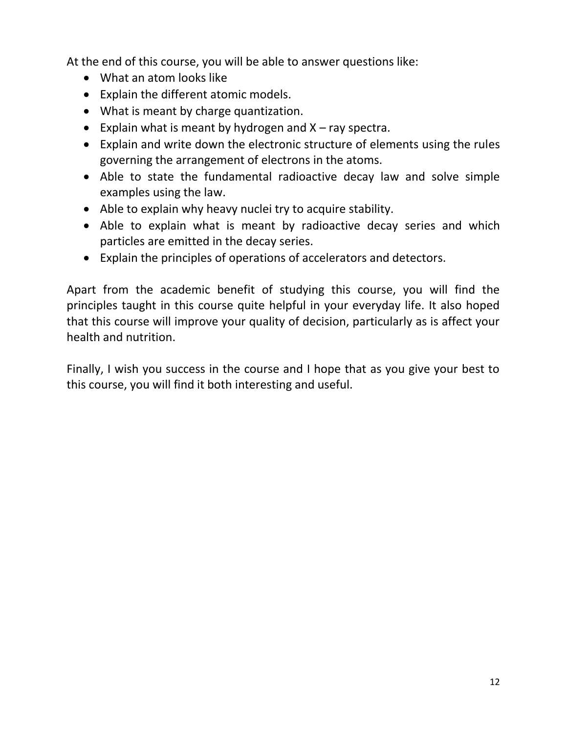At the end of this course, you will be able to answer questions like:

- What an atom looks like
- Explain the different atomic models.
- What is meant by charge quantization.
- Explain what is meant by hydrogen and X – ray spectra.
- Explain and write down the electronic structure of elements using the rules governing the arrangement of electrons in the atoms.
- Able to state the fundamental radioactive decay law and solve simple examples using the law.
- Able to explain why heavy nuclei try to acquire stability.
- Able to explain what is meant by radioactive decay series and which particles are emitted in the decay series.
- Explain the principles of operations of accelerators and detectors.

Apart from the academic benefit of studying this course, you will find the principles taught in this course quite helpful in your everyday life. It also hoped that this course will improve your quality of decision, particularly as is affect your health and nutrition.

Finally, I wish you success in the course and I hope that as you give your best to this course, you will find it both interesting and useful.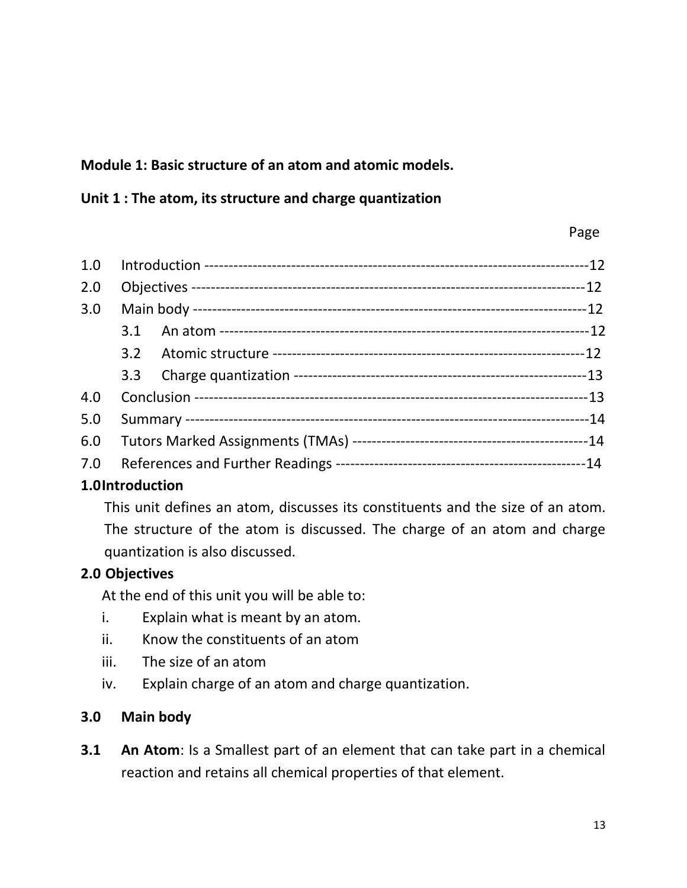**Module 1: Basic structure of an atom and atomic models.**

**Unit 1 : The atom, its structure and charge quantization**

| | | Page |
|---|---|---|
| 1.0 | Introduction | 12 |
| 2.0 | Objectives | 12 |
| 3.0 | Main body | 12 |
| | 3.1 An atom | 12 |
| | 3.2 Atomic structure | 12 |
| | 3.3 Charge quantization | 13 |
| 4.0 | Conclusion | 13 |
| 5.0 | Summary | 14 |
| 6.0 | Tutors Marked Assignments (TMAs) | 14 |
| 7.0 | References and Further Readings | 14 |

## 1.0 Introduction

This unit defines an atom, discusses its constituents and the size of an atom. The structure of the atom is discussed. The charge of an atom and charge quantization is also discussed.

## 2.0 Objectives

At the end of this unit you will be able to:

i. Explain what is meant by an atom.
ii. Know the constituents of an atom
iii. The size of an atom
iv. Explain charge of an atom and charge quantization.

## 3.0 Main body

**3.1 An Atom**: Is a Smallest part of an element that can take part in a chemical reaction and retains all chemical properties of that element.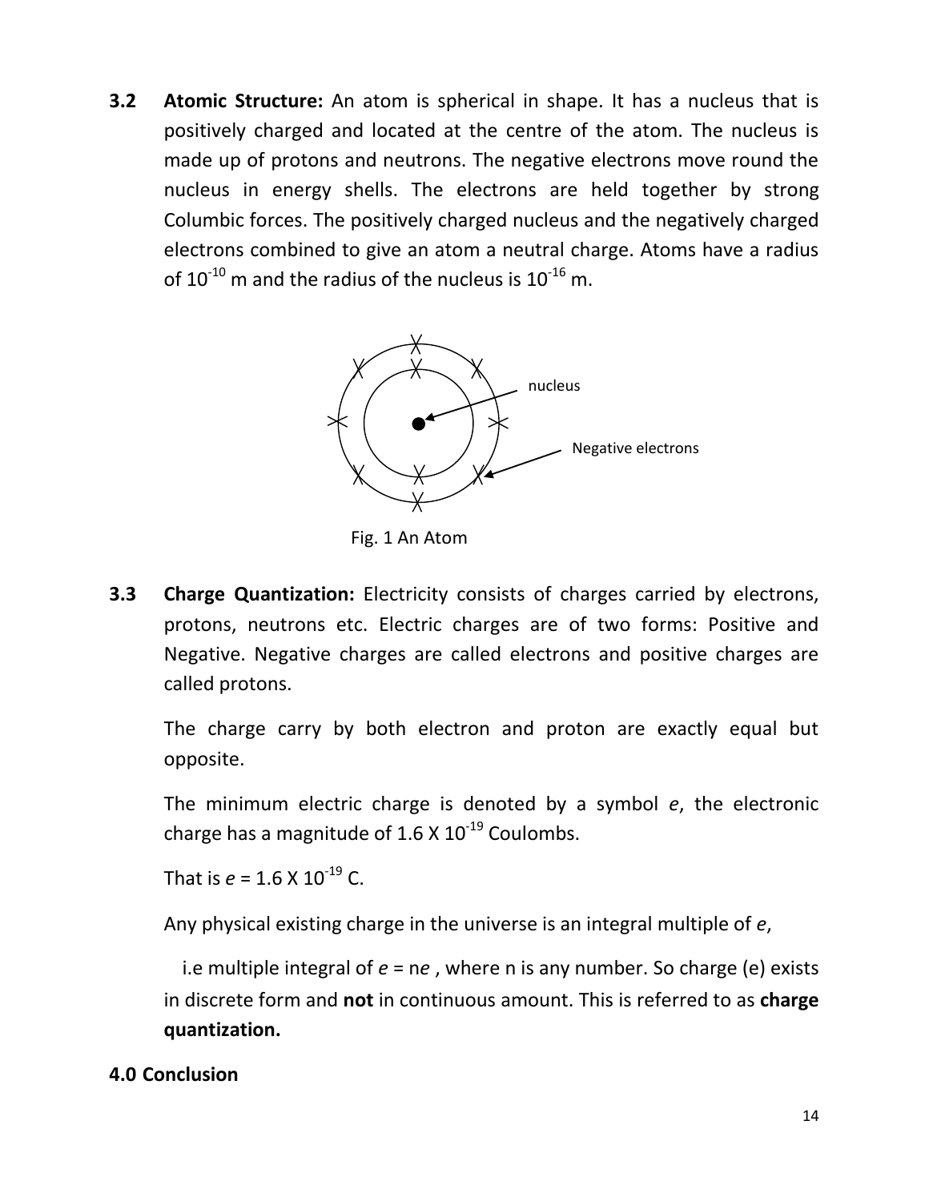**3.2 Atomic Structure:** An atom is spherical in shape. It has a nucleus that is positively charged and located at the centre of the atom. The nucleus is made up of protons and neutrons. The negative electrons move round the nucleus in energy shells. The electrons are held together by strong Columbic forces. The positively charged nucleus and the negatively charged electrons combined to give an atom a neutral charge. Atoms have a radius of $10^{-10}$ m and the radius of the nucleus is $10^{-16}$ m.

nucleus

Negative electrons

Fig. 1 An Atom

**3.3 Charge Quantization:** Electricity consists of charges carried by electrons, protons, neutrons etc. Electric charges are of two forms: Positive and Negative. Negative charges are called electrons and positive charges are called protons.

The charge carry by both electron and proton are exactly equal but opposite.

The minimum electric charge is denoted by a symbol *e*, the electronic charge has a magnitude of $1.6 \times 10^{-19}$ Coulombs.

That is $e = 1.6 \times 10^{-19}$ C.

Any physical existing charge in the universe is an integral multiple of *e*,

i.e multiple integral of $e = ne$ , where n is any number. So charge (e) exists in discrete form and **not** in continuous amount. This is referred to as **charge quantization.**

**4.0 Conclusion**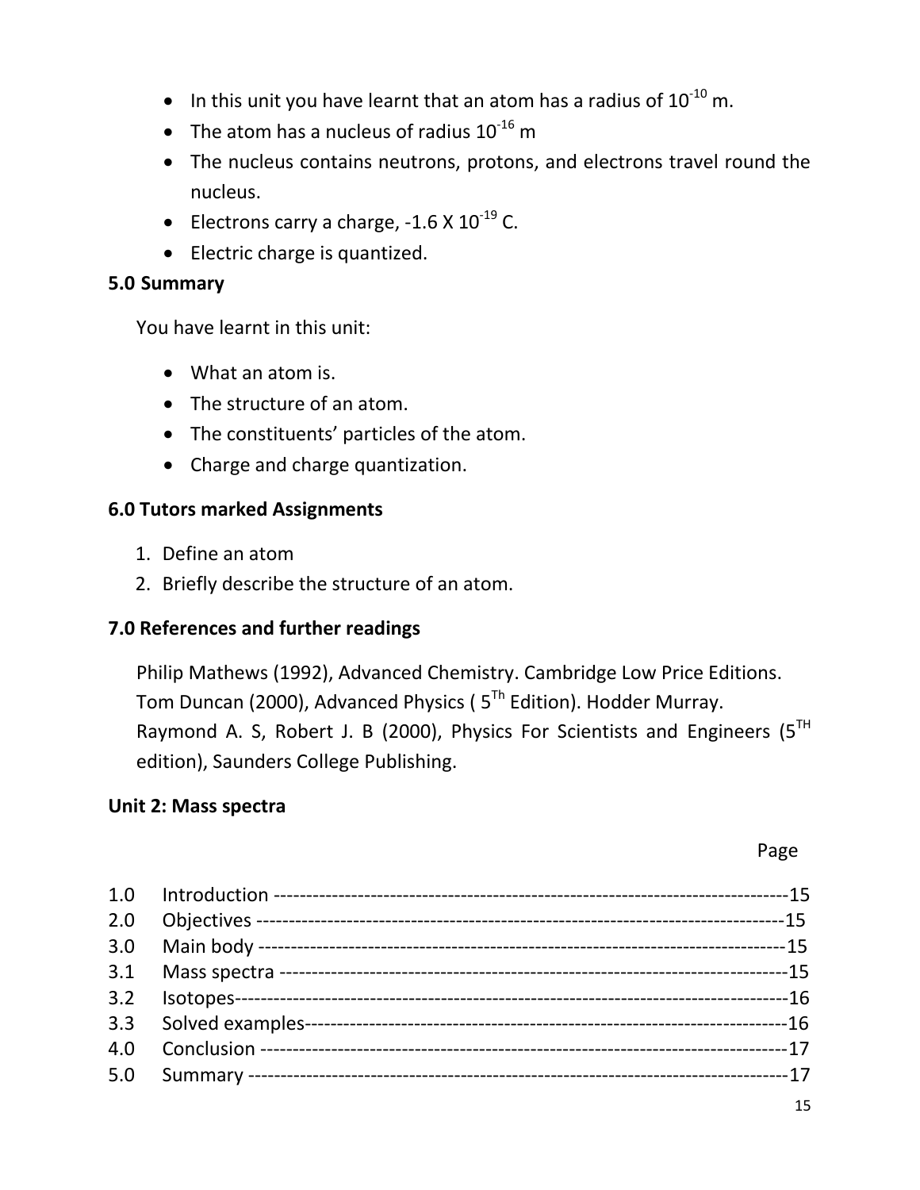- In this unit you have learnt that an atom has a radius of $10^{-10}$ m.
- The atom has a nucleus of radius $10^{-16}$ m
- The nucleus contains neutrons, protons, and electrons travel round the nucleus.
- Electrons carry a charge, -1.6 X $10^{-19}$ C.
- Electric charge is quantized.

### 5.0 Summary

You have learnt in this unit:

- What an atom is.
- The structure of an atom.
- The constituents' particles of the atom.
- Charge and charge quantization.

### 6.0 Tutors marked Assignments

1. Define an atom
2. Briefly describe the structure of an atom.

### 7.0 References and further readings

Philip Mathews (1992), Advanced Chemistry. Cambridge Low Price Editions.
Tom Duncan (2000), Advanced Physics ( $5^{Th}$ Edition). Hodder Murray.
Raymond A. S, Robert J. B (2000), Physics For Scientists and Engineers ($5^{TH}$ edition), Saunders College Publishing.

## Unit 2: Mass spectra

| | | Page |
|---|---|---|
| 1.0 | Introduction | 15 |
| 2.0 | Objectives | 15 |
| 3.0 | Main body | 15 |
| 3.1 | Mass spectra | 15 |
| 3.2 | Isotopes | 16 |
| 3.3 | Solved examples | 16 |
| 4.0 | Conclusion | 17 |
| 5.0 | Summary | 17 |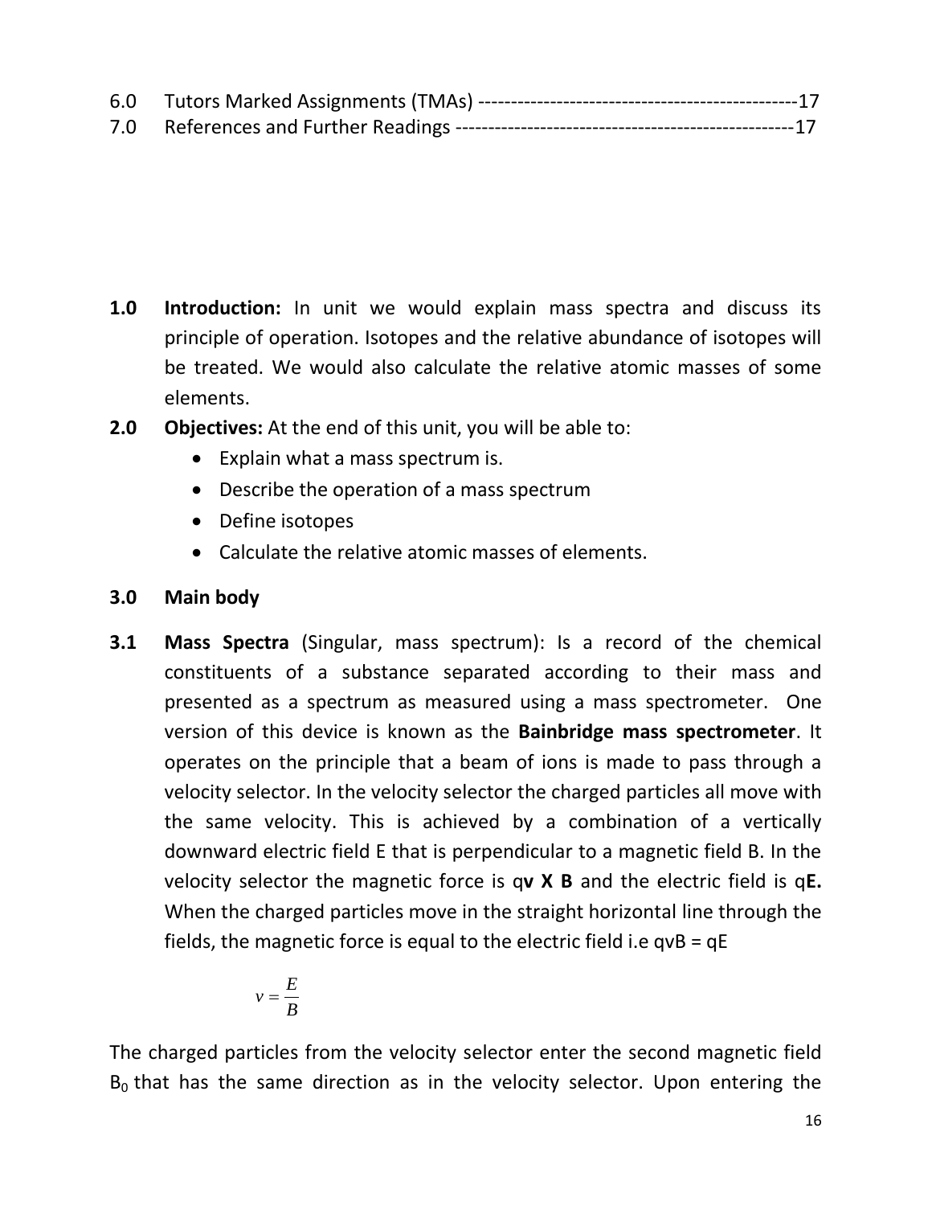6.0 Tutors Marked Assignments (TMAs) -------------------------------------------------17

7.0 References and Further Readings ---------------------------------------------------17

**1.0 Introduction:** In unit we would explain mass spectra and discuss its principle of operation. Isotopes and the relative abundance of isotopes will be treated. We would also calculate the relative atomic masses of some elements.

**2.0 Objectives:** At the end of this unit, you will be able to:

- Explain what a mass spectrum is.
- Describe the operation of a mass spectrum
- Define isotopes
- Calculate the relative atomic masses of elements.

**3.0 Main body**

**3.1 Mass Spectra** (Singular, mass spectrum): Is a record of the chemical constituents of a substance separated according to their mass and presented as a spectrum as measured using a mass spectrometer. One version of this device is known as the **Bainbridge mass spectrometer**. It operates on the principle that a beam of ions is made to pass through a velocity selector. In the velocity selector the charged particles all move with the same velocity. This is achieved by a combination of a vertically downward electric field E that is perpendicular to a magnetic field B. In the velocity selector the magnetic force is q**v X B** and the electric field is q**E.** When the charged particles move in the straight horizontal line through the fields, the magnetic force is equal to the electric field i.e $qvB = qE$

$$v = \frac{E}{B}$$

The charged particles from the velocity selector enter the second magnetic field $B_0$ that has the same direction as in the velocity selector. Upon entering the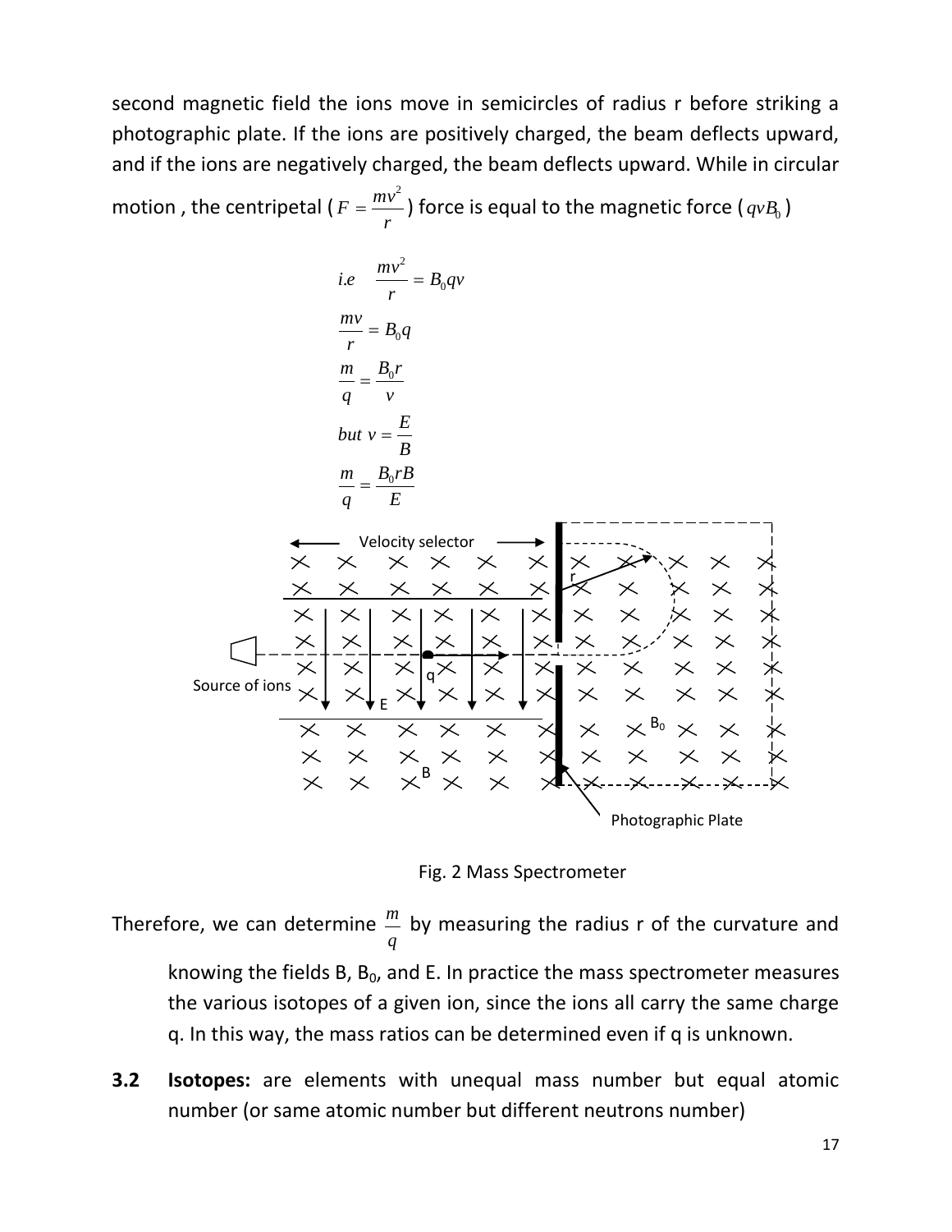second magnetic field the ions move in semicircles of radius r before striking a photographic plate. If the ions are positively charged, the beam deflects upward, and if the ions are negatively charged, the beam deflects upward. While in circular motion , the centripetal ($F = \frac{mv^2}{r}$) force is equal to the magnetic force ($qvB_0$)

$$i.e \quad \frac{mv^2}{r} = B_0 qv$$

$$\frac{mv}{r} = B_0 q$$

$$\frac{m}{q} = \frac{B_0 r}{v}$$

$$but \ v = \frac{E}{B}$$

$$\frac{m}{q} = \frac{B_0 r B}{E}$$

Fig. 2 Mass Spectrometer

Therefore, we can determine $\frac{m}{q}$ by measuring the radius r of the curvature and knowing the fields B, $B_0$, and E. In practice the mass spectrometer measures the various isotopes of a given ion, since the ions all carry the same charge q. In this way, the mass ratios can be determined even if q is unknown.

**3.2 Isotopes:** are elements with unequal mass number but equal atomic number (or same atomic number but different neutrons number)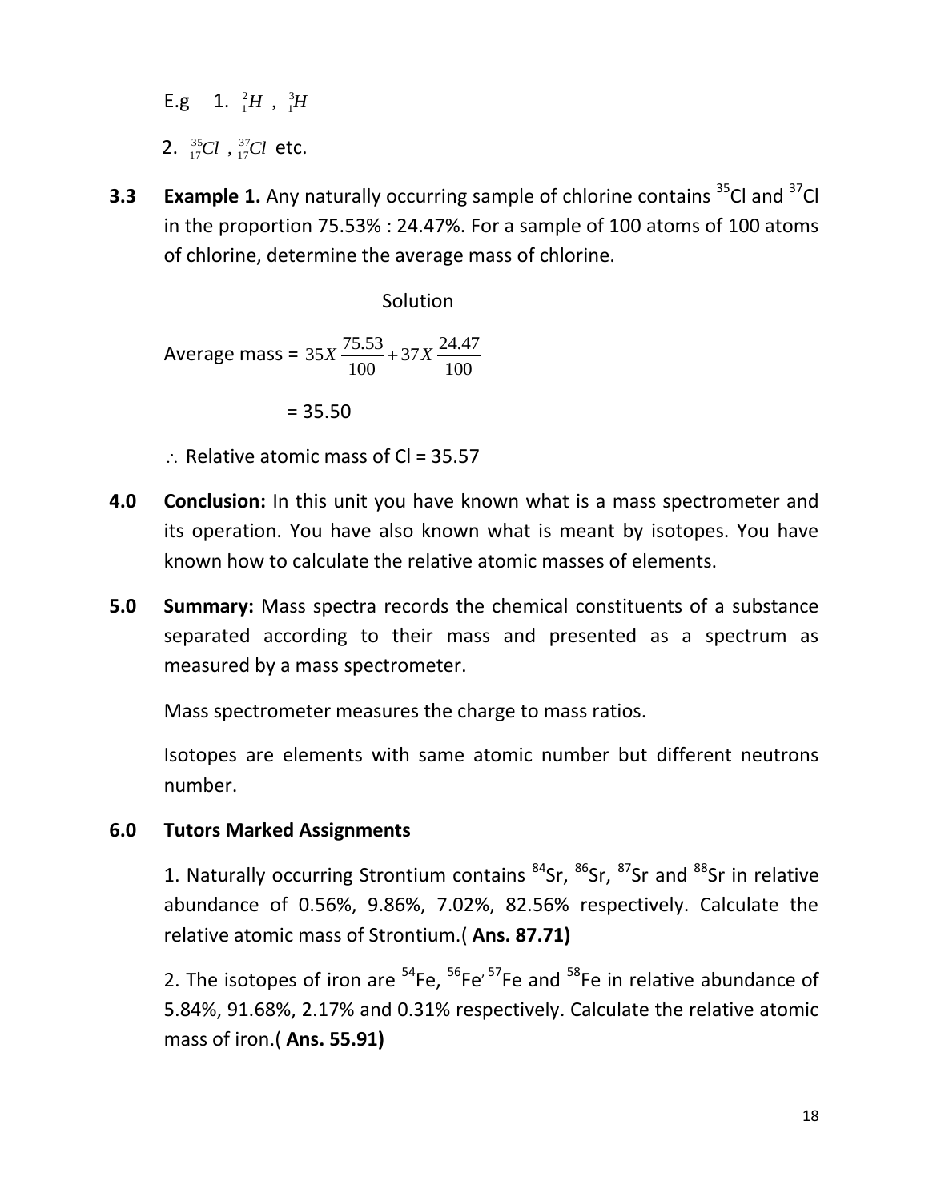E.g  1. ${}^{2}_{1}H$ , ${}^{3}_{1}H$

2. ${}^{35}_{17}Cl$ , ${}^{37}_{17}Cl$ etc.

**3.3 Example 1.** Any naturally occurring sample of chlorine contains $^{35}$Cl and $^{37}$Cl in the proportion 75.53% : 24.47%. For a sample of 100 atoms of 100 atoms of chlorine, determine the average mass of chlorine.

Solution

Average mass = $35X\,\dfrac{75.53}{100} + 37X\,\dfrac{24.47}{100}$

= 35.50

$\therefore$ Relative atomic mass of Cl = 35.57

**4.0 Conclusion:** In this unit you have known what is a mass spectrometer and its operation. You have also known what is meant by isotopes. You have known how to calculate the relative atomic masses of elements.

**5.0 Summary:** Mass spectra records the chemical constituents of a substance separated according to their mass and presented as a spectrum as measured by a mass spectrometer.

Mass spectrometer measures the charge to mass ratios.

Isotopes are elements with same atomic number but different neutrons number.

**6.0 Tutors Marked Assignments**

1. Naturally occurring Strontium contains $^{84}$Sr, $^{86}$Sr, $^{87}$Sr and $^{88}$Sr in relative abundance of 0.56%, 9.86%, 7.02%, 82.56% respectively. Calculate the relative atomic mass of Strontium.( **Ans. 87.71)**

2. The isotopes of iron are $^{54}$Fe, $^{56}$Fe' $^{57}$Fe and $^{58}$Fe in relative abundance of 5.84%, 91.68%, 2.17% and 0.31% respectively. Calculate the relative atomic mass of iron.( **Ans. 55.91)**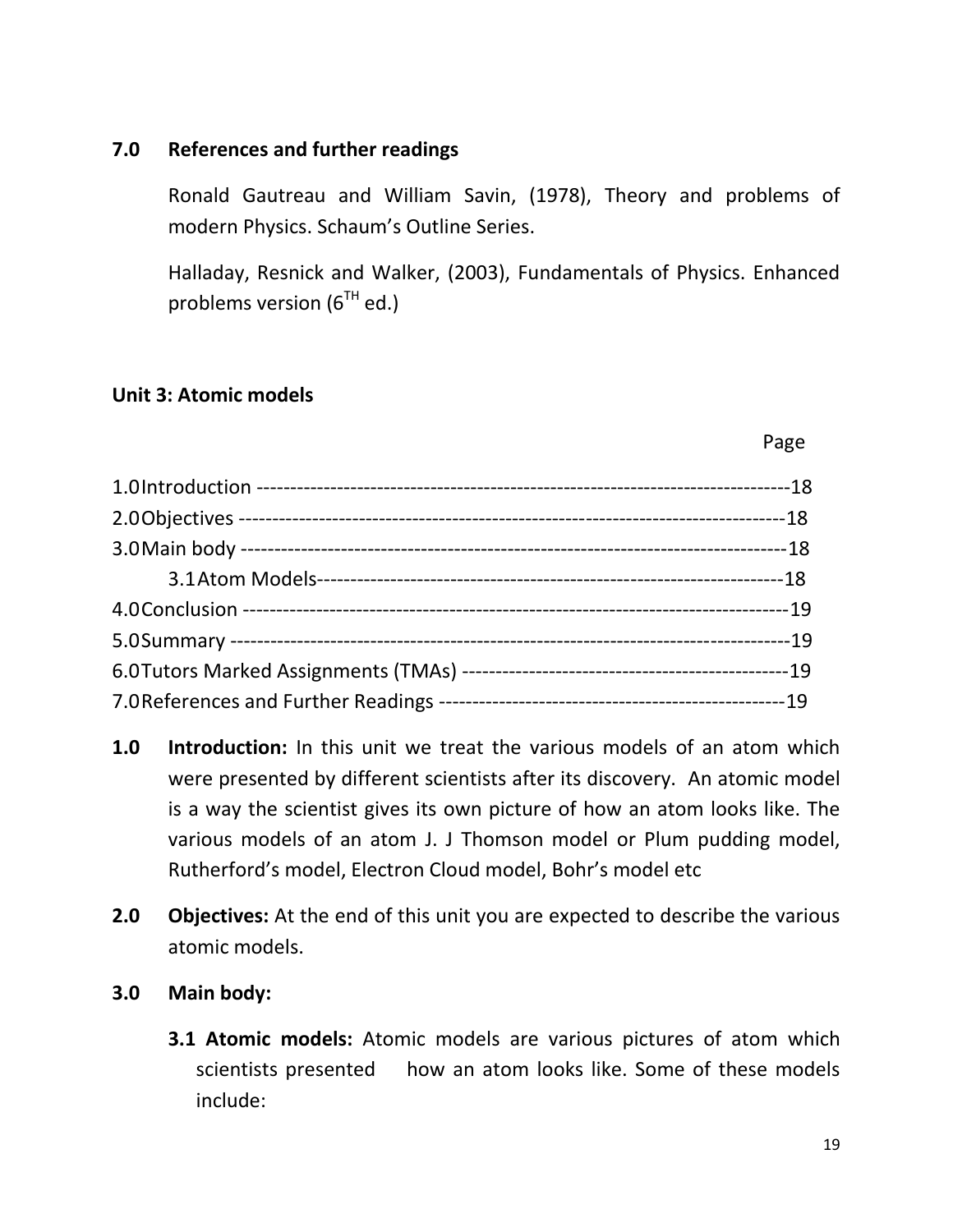## 7.0 References and further readings

Ronald Gautreau and William Savin, (1978), Theory and problems of modern Physics. Schaum's Outline Series.

Halladay, Resnick and Walker, (2003), Fundamentals of Physics. Enhanced problems version ($6^{TH}$ ed.)

## Unit 3: Atomic models

| | Page |
|---|---|
| 1.0 Introduction | 18 |
| 2.0 Objectives | 18 |
| 3.0 Main body | 18 |
| 3.1 Atom Models | 18 |
| 4.0 Conclusion | 19 |
| 5.0 Summary | 19 |
| 6.0 Tutors Marked Assignments (TMAs) | 19 |
| 7.0 References and Further Readings | 19 |

**1.0 Introduction:** In this unit we treat the various models of an atom which were presented by different scientists after its discovery. An atomic model is a way the scientist gives its own picture of how an atom looks like. The various models of an atom J. J Thomson model or Plum pudding model, Rutherford's model, Electron Cloud model, Bohr's model etc

**2.0 Objectives:** At the end of this unit you are expected to describe the various atomic models.

**3.0 Main body:**

**3.1 Atomic models:** Atomic models are various pictures of atom which scientists presented how an atom looks like. Some of these models include: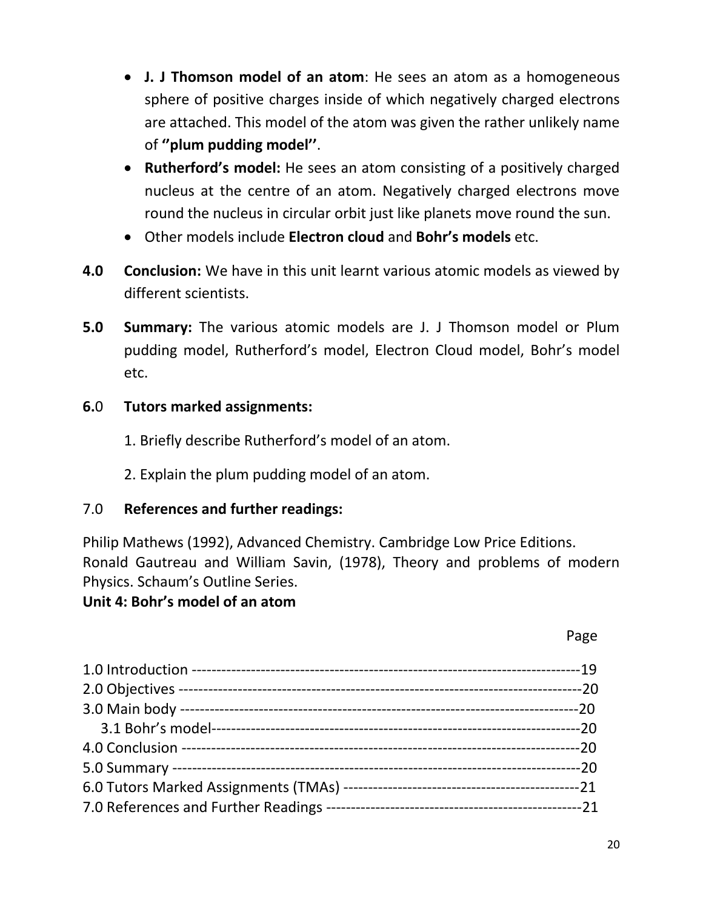- **J. J Thomson model of an atom**: He sees an atom as a homogeneous sphere of positive charges inside of which negatively charged electrons are attached. This model of the atom was given the rather unlikely name of **''plum pudding model''**.
- **Rutherford's model:** He sees an atom consisting of a positively charged nucleus at the centre of an atom. Negatively charged electrons move round the nucleus in circular orbit just like planets move round the sun.
- Other models include **Electron cloud** and **Bohr's models** etc.

**4.0 Conclusion:** We have in this unit learnt various atomic models as viewed by different scientists.

**5.0 Summary:** The various atomic models are J. J Thomson model or Plum pudding model, Rutherford's model, Electron Cloud model, Bohr's model etc.

**6.0 Tutors marked assignments:**

1. Briefly describe Rutherford's model of an atom.

2. Explain the plum pudding model of an atom.

7.0 **References and further readings:**

Philip Mathews (1992), Advanced Chemistry. Cambridge Low Price Editions.
Ronald Gautreau and William Savin, (1978), Theory and problems of modern Physics. Schaum's Outline Series.

## Unit 4: Bohr's model of an atom

| | Page |
|---|---|
| 1.0 Introduction | 19 |
| 2.0 Objectives | 20 |
| 3.0 Main body | 20 |
| 3.1 Bohr's model | 20 |
| 4.0 Conclusion | 20 |
| 5.0 Summary | 20 |
| 6.0 Tutors Marked Assignments (TMAs) | 21 |
| 7.0 References and Further Readings | 21 |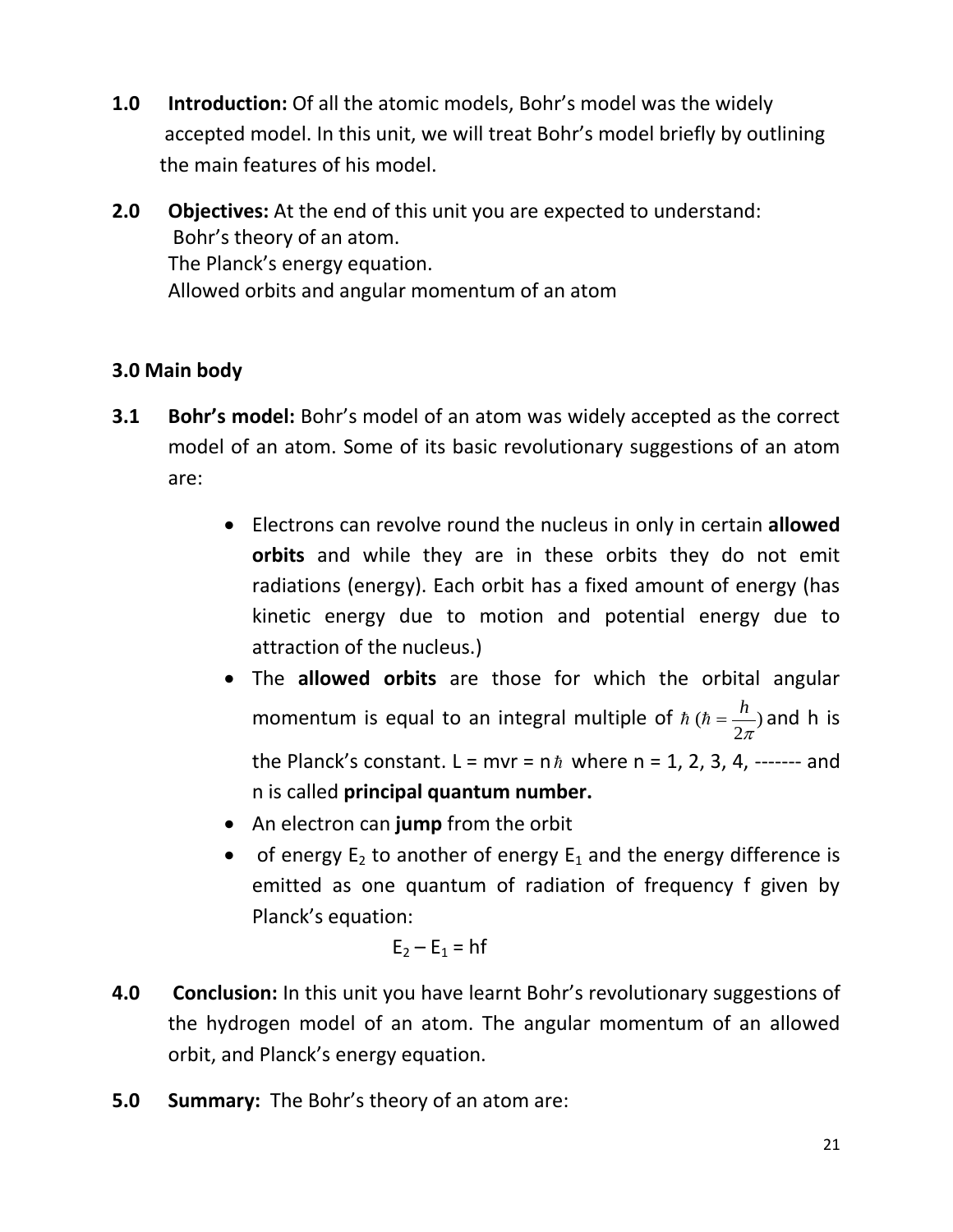**1.0 Introduction:** Of all the atomic models, Bohr's model was the widely accepted model. In this unit, we will treat Bohr's model briefly by outlining the main features of his model.

**2.0 Objectives:** At the end of this unit you are expected to understand:
Bohr's theory of an atom.
The Planck's energy equation.
Allowed orbits and angular momentum of an atom

**3.0 Main body**

**3.1 Bohr's model:** Bohr's model of an atom was widely accepted as the correct model of an atom. Some of its basic revolutionary suggestions of an atom are:

- Electrons can revolve round the nucleus in only in certain **allowed orbits** and while they are in these orbits they do not emit radiations (energy). Each orbit has a fixed amount of energy (has kinetic energy due to motion and potential energy due to attraction of the nucleus.)
- The **allowed orbits** are those for which the orbital angular momentum is equal to an integral multiple of $\hbar$ ($\hbar = \frac{h}{2\pi}$) and h is the Planck's constant. L = mvr = n$\hbar$ where n = 1, 2, 3, 4, ------- and n is called **principal quantum number.**
- An electron can **jump** from the orbit
- of energy $E_2$ to another of energy $E_1$ and the energy difference is emitted as one quantum of radiation of frequency f given by Planck's equation:

$$E_2 - E_1 = hf$$

**4.0 Conclusion:** In this unit you have learnt Bohr's revolutionary suggestions of the hydrogen model of an atom. The angular momentum of an allowed orbit, and Planck's energy equation.

**5.0 Summary:** The Bohr's theory of an atom are: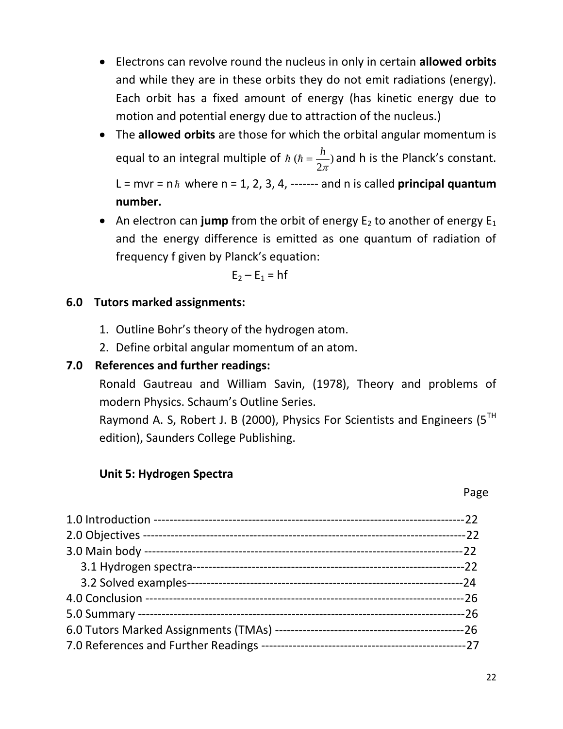- Electrons can revolve round the nucleus in only in certain **allowed orbits** and while they are in these orbits they do not emit radiations (energy). Each orbit has a fixed amount of energy (has kinetic energy due to motion and potential energy due to attraction of the nucleus.)
- The **allowed orbits** are those for which the orbital angular momentum is equal to an integral multiple of $\hbar$ ($\hbar = \frac{h}{2\pi}$) and h is the Planck's constant.

  L = mvr = n$\hbar$ where n = 1, 2, 3, 4, ------- and n is called **principal quantum number.**
- An electron can **jump** from the orbit of energy $E_2$ to another of energy $E_1$ and the energy difference is emitted as one quantum of radiation of frequency f given by Planck's equation:

$$E_2 - E_1 = hf$$

## 6.0 Tutors marked assignments:

1. Outline Bohr's theory of the hydrogen atom.
2. Define orbital angular momentum of an atom.

## 7.0 References and further readings:

Ronald Gautreau and William Savin, (1978), Theory and problems of modern Physics. Schaum's Outline Series.

Raymond A. S, Robert J. B (2000), Physics For Scientists and Engineers (5TH edition), Saunders College Publishing.

# Unit 5: Hydrogen Spectra

| | Page |
|---|---|
| 1.0 Introduction | 22 |
| 2.0 Objectives | 22 |
| 3.0 Main body | 22 |
| 3.1 Hydrogen spectra | 22 |
| 3.2 Solved examples | 24 |
| 4.0 Conclusion | 26 |
| 5.0 Summary | 26 |
| 6.0 Tutors Marked Assignments (TMAs) | 26 |
| 7.0 References and Further Readings | 27 |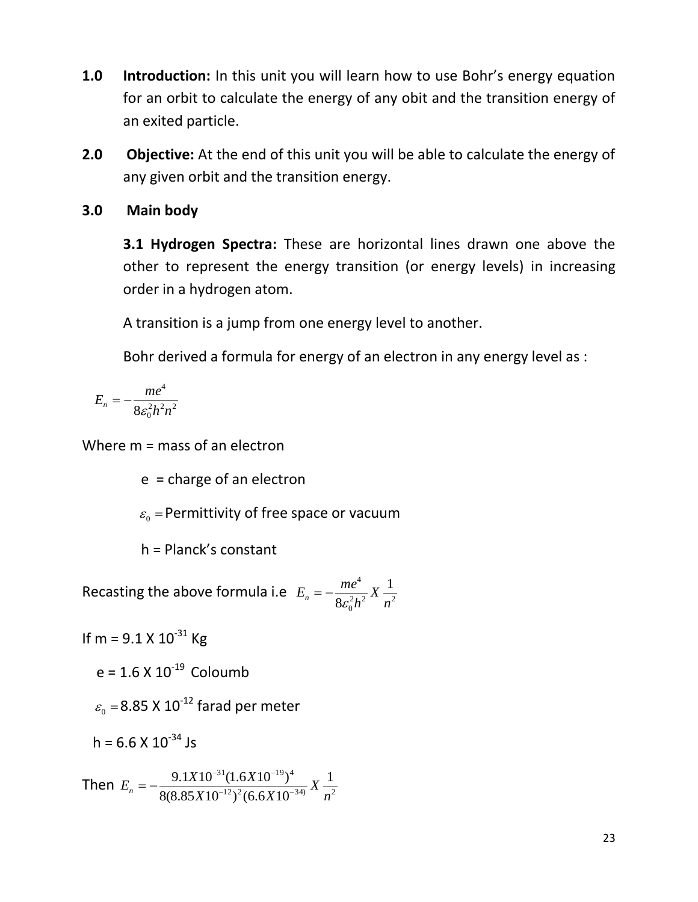**1.0 Introduction:** In this unit you will learn how to use Bohr's energy equation for an orbit to calculate the energy of any obit and the transition energy of an exited particle.

**2.0 Objective:** At the end of this unit you will be able to calculate the energy of any given orbit and the transition energy.

**3.0 Main body**

**3.1 Hydrogen Spectra:** These are horizontal lines drawn one above the other to represent the energy transition (or energy levels) in increasing order in a hydrogen atom.

A transition is a jump from one energy level to another.

Bohr derived a formula for energy of an electron in any energy level as :

$$E_n = -\frac{me^4}{8\varepsilon_0^2 h^2 n^2}$$

Where m = mass of an electron

e = charge of an electron

$\varepsilon_0 =$ Permittivity of free space or vacuum

h = Planck's constant

Recasting the above formula i.e $E_n = -\frac{me^4}{8\varepsilon_0^2 h^2} X \frac{1}{n^2}$

If m = 9.1 X $10^{-31}$ Kg

e = 1.6 X $10^{-19}$ Coloumb

$\varepsilon_0 =$ 8.85 X $10^{-12}$ farad per meter

h = 6.6 X $10^{-34}$ Js

Then $E_n = -\frac{9.1X10^{-31}(1.6X10^{-19})^4}{8(8.85X10^{-12})^2(6.6X10^{-34})} X \frac{1}{n^2}$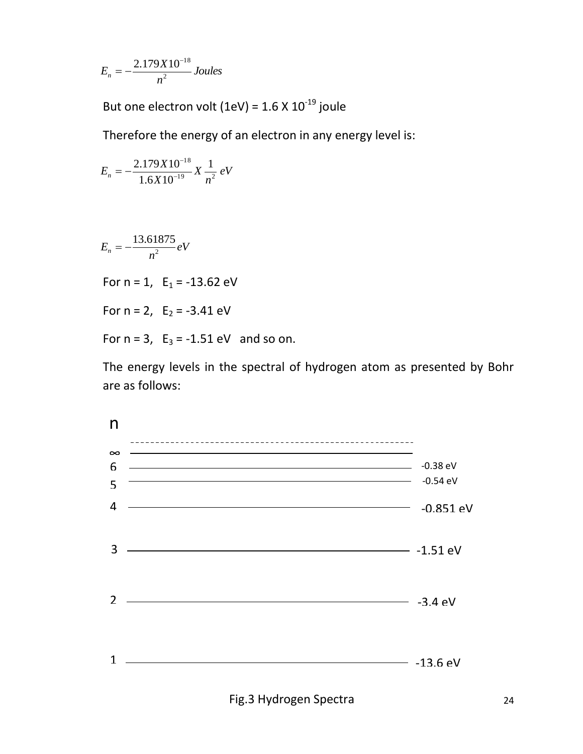$$E_n = -\frac{2.179 X 10^{-18}}{n^2} Joules$$

But one electron volt (1eV) = 1.6 X $10^{-19}$ joule

Therefore the energy of an electron in any energy level is:

$$E_n = -\frac{2.179 X 10^{-18}}{1.6 X 10^{-19}} X \frac{1}{n^2} \, eV$$

$$E_n = -\frac{13.61875}{n^2} eV$$

For n = 1, $E_1$ = -13.62 eV

For n = 2, $E_2$ = -3.41 eV

For n = 3, $E_3$ = -1.51 eV and so on.

The energy levels in the spectral of hydrogen atom as presented by Bohr are as follows:

| n | Energy |
|---|---|
| ∞ | |
| 6 | -0.38 eV |
| 5 | -0.54 eV |
| 4 | -0.851 eV |
| 3 | -1.51 eV |
| 2 | -3.4 eV |
| 1 | -13.6 eV |

Fig.3 Hydrogen Spectra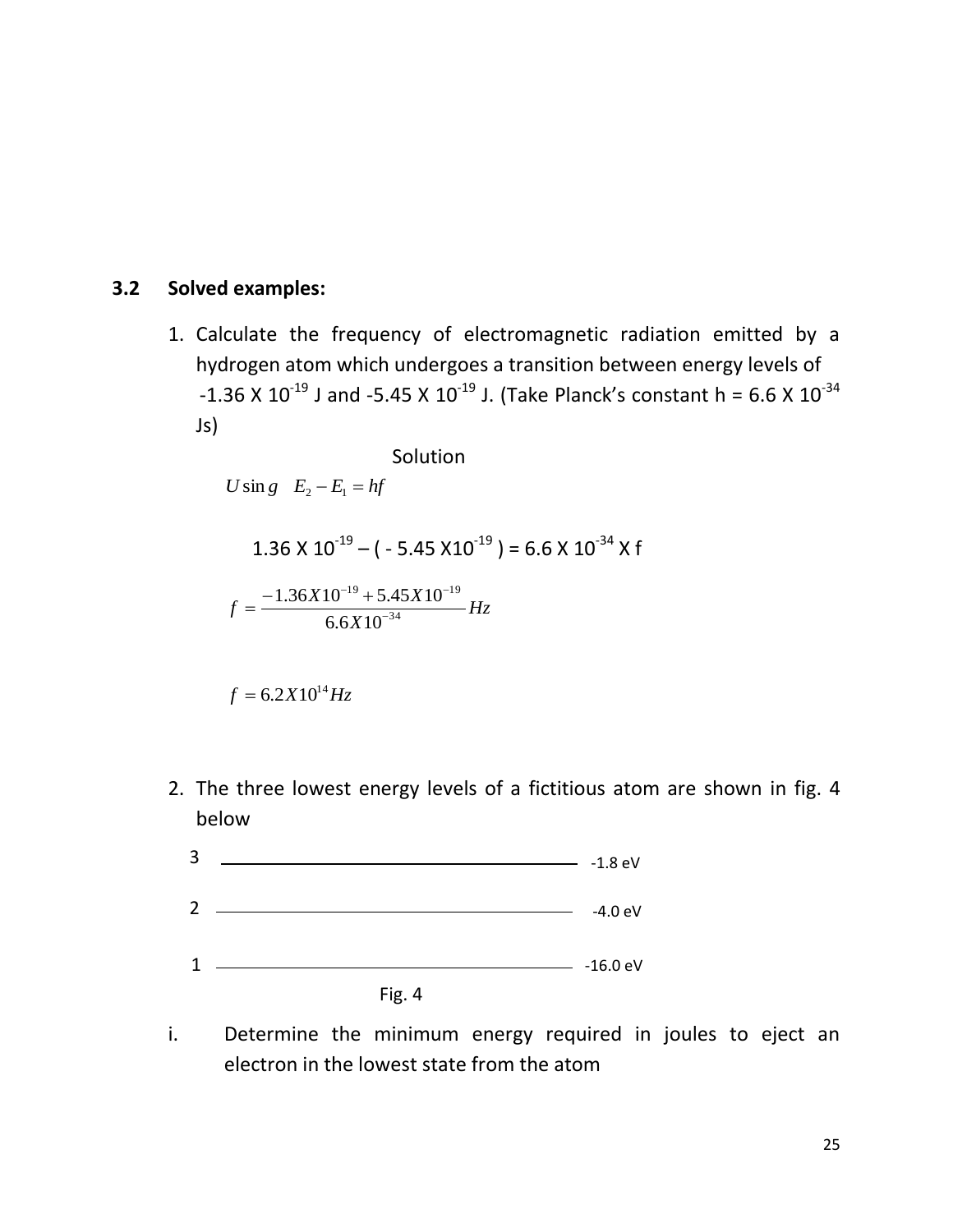## 3.2 Solved examples:

1. Calculate the frequency of electromagnetic radiation emitted by a hydrogen atom which undergoes a transition between energy levels of $-1.36 \times 10^{-19}$ J and $-5.45 \times 10^{-19}$ J. (Take Planck's constant h = $6.6 \times 10^{-34}$ Js)

   Solution

   $$Using \quad E_2 - E_1 = hf$$

   $$1.36 \times 10^{-19} - (-5.45 \times 10^{-19}) = 6.6 \times 10^{-34} \times f$$

   $$f = \frac{-1.36 \times 10^{-19} + 5.45 \times 10^{-19}}{6.6 \times 10^{-34}} Hz$$

   $$f = 6.2 \times 10^{14} Hz$$

2. The three lowest energy levels of a fictitious atom are shown in fig. 4 below

| Level | Energy |
| --- | --- |
| 3 | -1.8 eV |
| 2 | -4.0 eV |
| 1 | -16.0 eV |

Fig. 4

i. Determine the minimum energy required in joules to eject an electron in the lowest state from the atom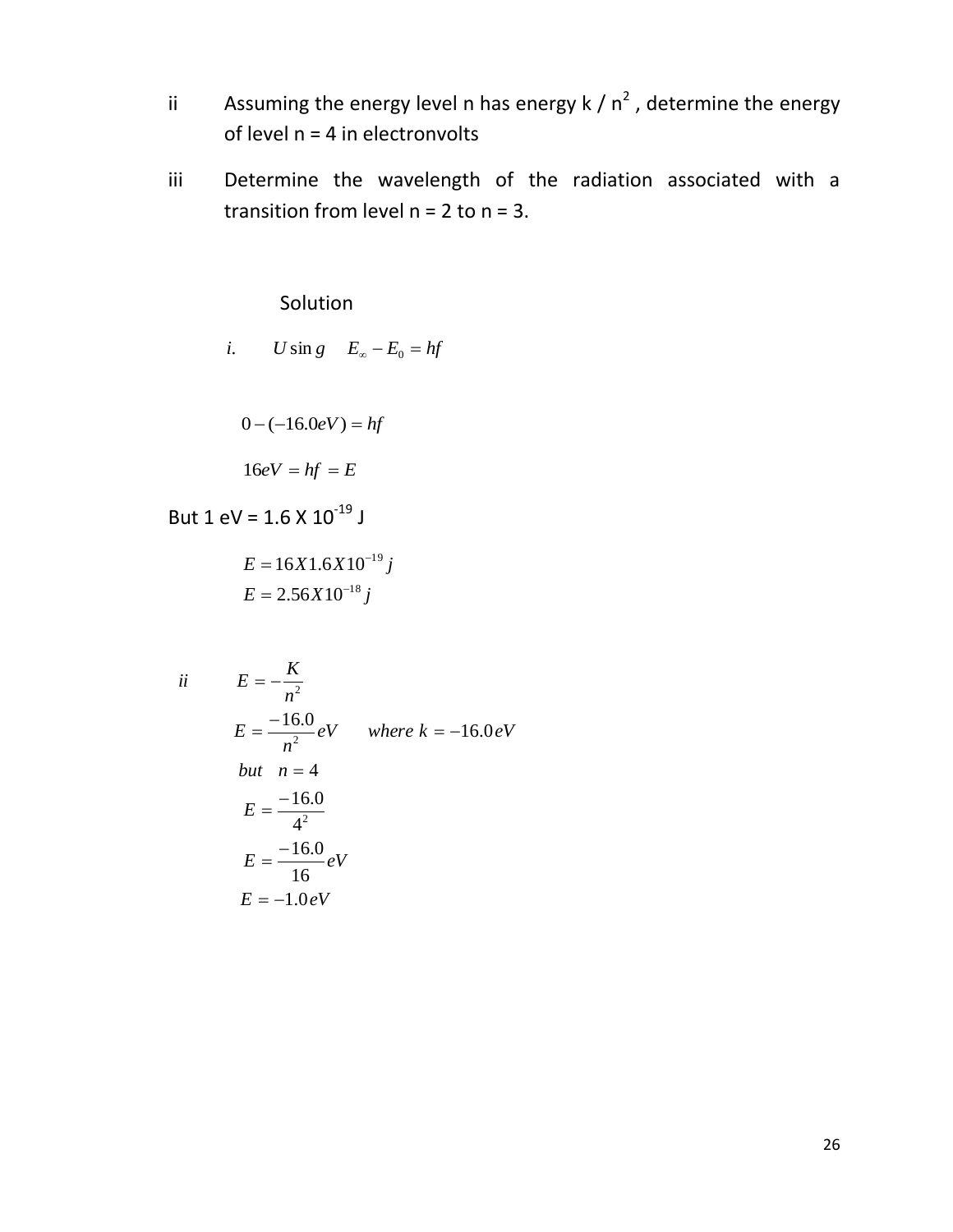ii Assuming the energy level n has energy k / $n^2$ , determine the energy of level n = 4 in electronvolts

iii Determine the wavelength of the radiation associated with a transition from level n = 2 to n = 3.

Solution

$i. \quad Using \quad E_{\infty} - E_0 = hf$

$$0 - (-16.0eV) = hf$$

$$16eV = hf = E$$

But 1 eV = 1.6 X $10^{-19}$ J

$$E = 16X1.6X10^{-19} j$$
$$E = 2.56X10^{-18} j$$

$$ii \qquad E = -\frac{K}{n^2}$$

$$E = \frac{-16.0}{n^2}eV \qquad where \ k = -16.0eV$$

$$but \quad n = 4$$

$$E = \frac{-16.0}{4^2}$$

$$E = \frac{-16.0}{16}eV$$

$$E = -1.0eV$$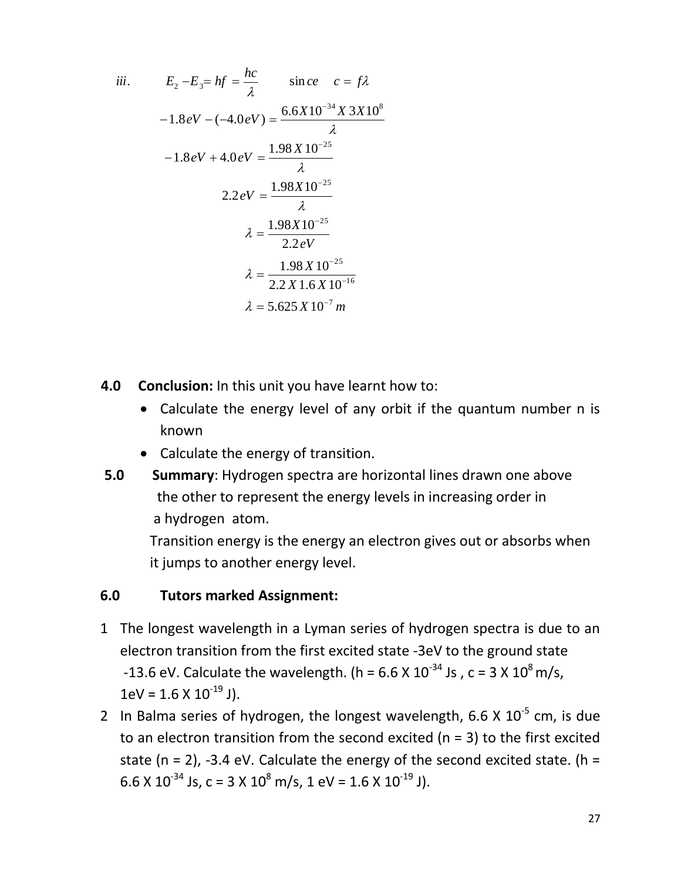$$iii. \qquad E_2 - E_3 = hf = \frac{hc}{\lambda} \qquad \sin ce \quad c = f\lambda$$

$$-1.8eV - (-4.0eV) = \frac{6.6X10^{-34}X\,3X10^{8}}{\lambda}$$

$$-1.8eV + 4.0eV = \frac{1.98\,X\,10^{-25}}{\lambda}$$

$$2.2eV = \frac{1.98X10^{-25}}{\lambda}$$

$$\lambda = \frac{1.98X10^{-25}}{2.2eV}$$

$$\lambda = \frac{1.98\,X\,10^{-25}}{2.2\,X\,1.6\,X\,10^{-16}}$$

$$\lambda = 5.625\,X\,10^{-7}\,m$$

**4.0 Conclusion:** In this unit you have learnt how to:

- Calculate the energy level of any orbit if the quantum number n is known
- Calculate the energy of transition.

**5.0 Summary**: Hydrogen spectra are horizontal lines drawn one above the other to represent the energy levels in increasing order in a hydrogen atom.

Transition energy is the energy an electron gives out or absorbs when it jumps to another energy level.

**6.0 Tutors marked Assignment:**

1. The longest wavelength in a Lyman series of hydrogen spectra is due to an electron transition from the first excited state -3eV to the ground state -13.6 eV. Calculate the wavelength. (h = 6.6 X $10^{-34}$ Js , c = 3 X $10^{8}$ m/s, 1eV = 1.6 X $10^{-19}$ J).
2. In Balma series of hydrogen, the longest wavelength, 6.6 X $10^{-5}$ cm, is due to an electron transition from the second excited (n = 3) to the first excited state (n = 2), -3.4 eV. Calculate the energy of the second excited state. (h = 6.6 X $10^{-34}$ Js, c = 3 X $10^{8}$ m/s, 1 eV = 1.6 X $10^{-19}$ J).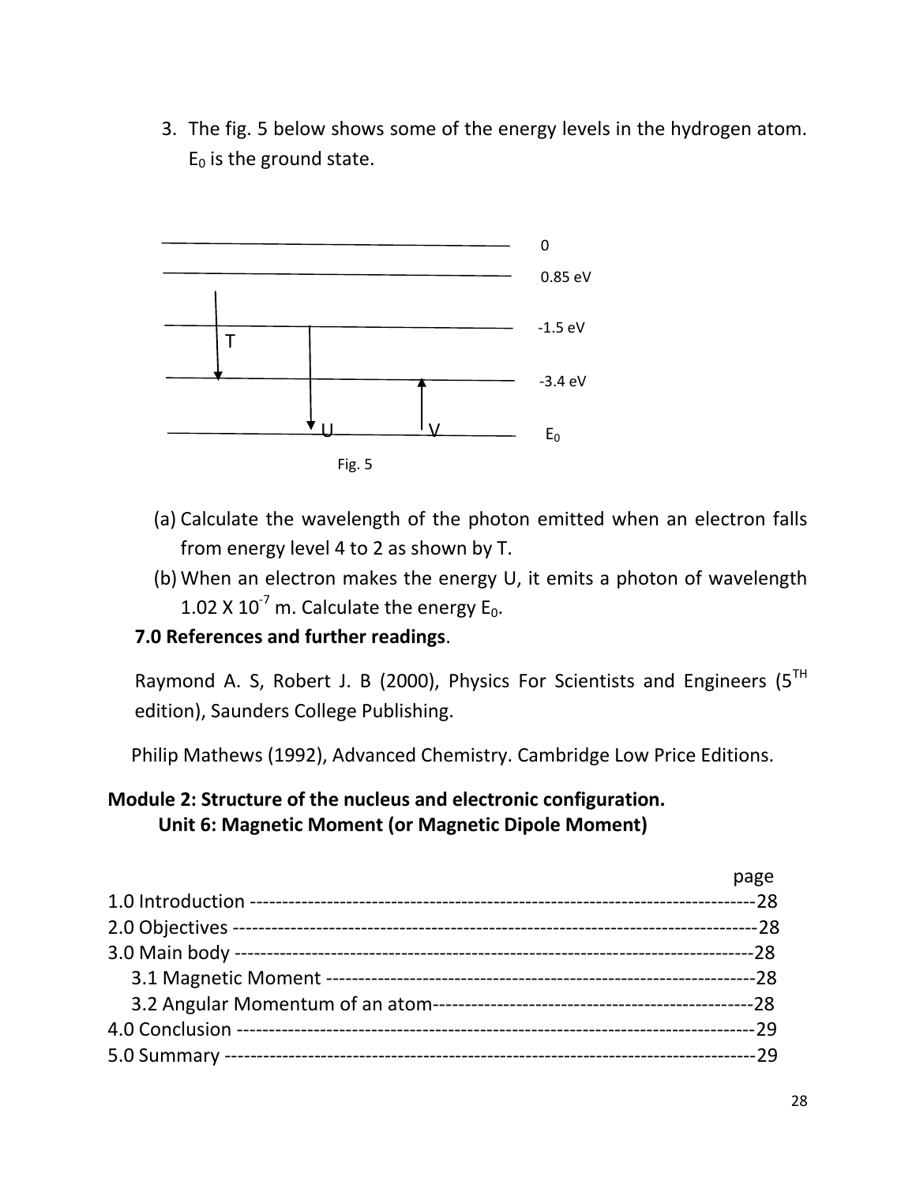3. The fig. 5 below shows some of the energy levels in the hydrogen atom. $E_0$ is the ground state.

Fig. 5

(a) Calculate the wavelength of the photon emitted when an electron falls from energy level 4 to 2 as shown by T.

(b) When an electron makes the energy U, it emits a photon of wavelength $1.02 \times 10^{-7}$ m. Calculate the energy $E_0$.

**7.0 References and further readings**.

Raymond A. S, Robert J. B (2000), Physics For Scientists and Engineers (5[TH] edition), Saunders College Publishing.

Philip Mathews (1992), Advanced Chemistry. Cambridge Low Price Editions.

## Module 2: Structure of the nucleus and electronic configuration.

### Unit 6: Magnetic Moment (or Magnetic Dipole Moment)

| | page |
|---|---|
| 1.0 Introduction | 28 |
| 2.0 Objectives | 28 |
| 3.0 Main body | 28 |
| 3.1 Magnetic Moment | 28 |
| 3.2 Angular Momentum of an atom | 28 |
| 4.0 Conclusion | 29 |
| 5.0 Summary | 29 |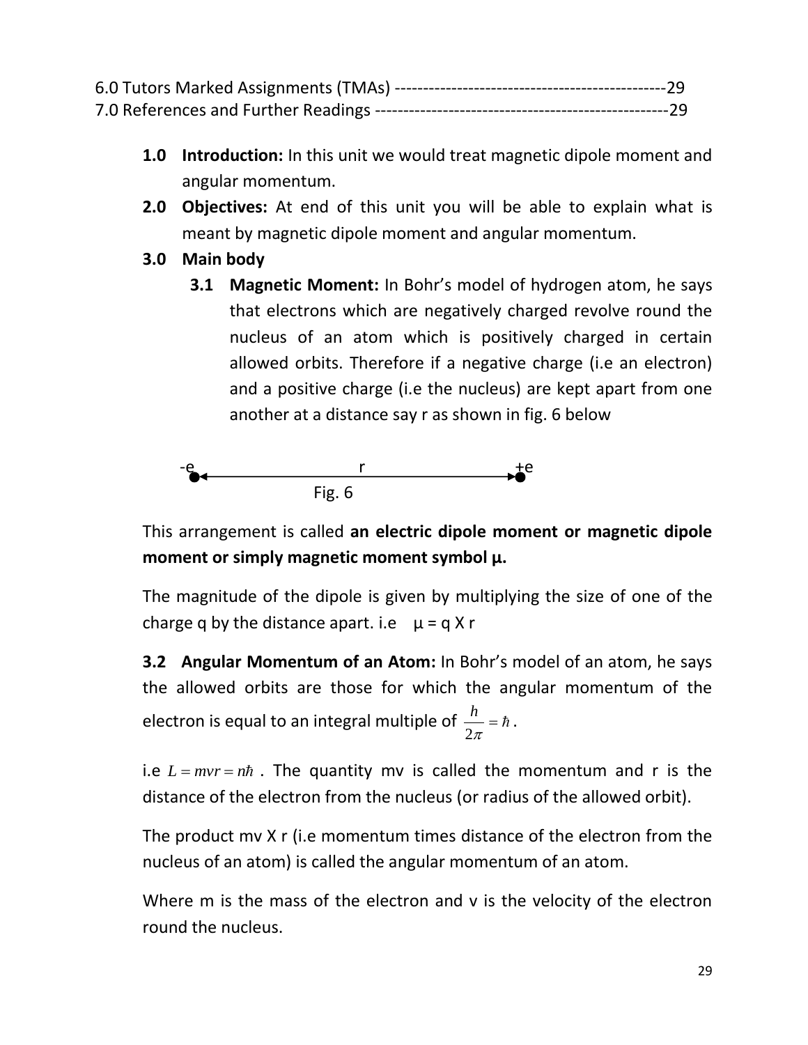6.0 Tutors Marked Assignments (TMAs) ------------------------------------------------29
7.0 References and Further Readings ---------------------------------------------------29

**1.0 Introduction:** In this unit we would treat magnetic dipole moment and angular momentum.

**2.0 Objectives:** At end of this unit you will be able to explain what is meant by magnetic dipole moment and angular momentum.

**3.0 Main body**

**3.1 Magnetic Moment:** In Bohr's model of hydrogen atom, he says that electrons which are negatively charged revolve round the nucleus of an atom which is positively charged in certain allowed orbits. Therefore if a negative charge (i.e an electron) and a positive charge (i.e the nucleus) are kept apart from one another at a distance say r as shown in fig. 6 below

-e ←——— r ———→ +e

Fig. 6

This arrangement is called **an electric dipole moment or magnetic dipole moment or simply magnetic moment symbol μ.**

The magnitude of the dipole is given by multiplying the size of one of the charge q by the distance apart. i.e $\mu = q \times r$

**3.2 Angular Momentum of an Atom:** In Bohr's model of an atom, he says the allowed orbits are those for which the angular momentum of the electron is equal to an integral multiple of $\frac{h}{2\pi} = \hbar$.

i.e $L = mvr = n\hbar$ . The quantity mv is called the momentum and r is the distance of the electron from the nucleus (or radius of the allowed orbit).

The product mv X r (i.e momentum times distance of the electron from the nucleus of an atom) is called the angular momentum of an atom.

Where m is the mass of the electron and v is the velocity of the electron round the nucleus.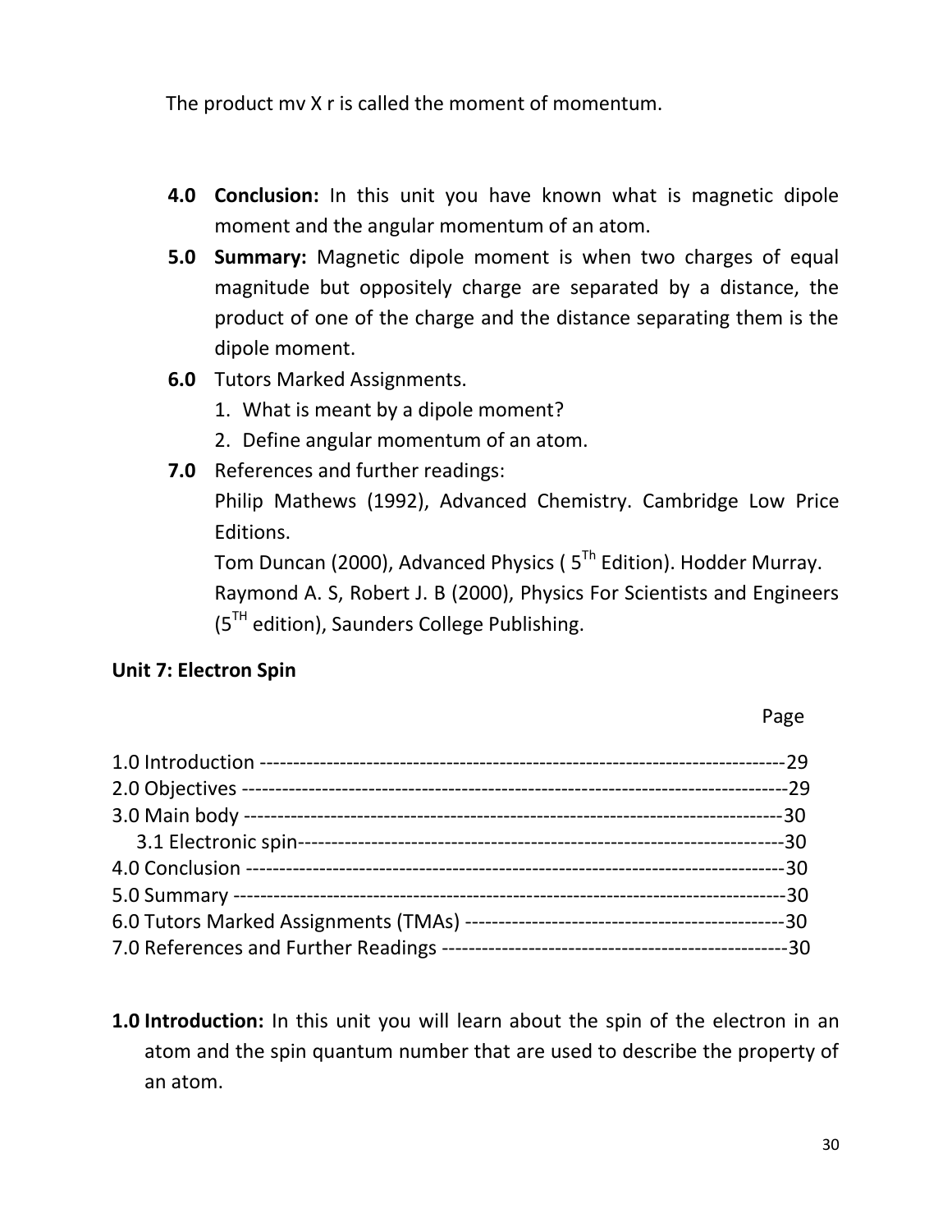The product mv X r is called the moment of momentum.

**4.0 Conclusion:** In this unit you have known what is magnetic dipole moment and the angular momentum of an atom.

**5.0 Summary:** Magnetic dipole moment is when two charges of equal magnitude but oppositely charge are separated by a distance, the product of one of the charge and the distance separating them is the dipole moment.

**6.0** Tutors Marked Assignments.

1. What is meant by a dipole moment?
2. Define angular momentum of an atom.

**7.0** References and further readings:

Philip Mathews (1992), Advanced Chemistry. Cambridge Low Price Editions.

Tom Duncan (2000), Advanced Physics ( 5$^{Th}$ Edition). Hodder Murray.

Raymond A. S, Robert J. B (2000), Physics For Scientists and Engineers (5$^{TH}$ edition), Saunders College Publishing.

## Unit 7: Electron Spin

| | Page |
|---|---|
| 1.0 Introduction | 29 |
| 2.0 Objectives | 29 |
| 3.0 Main body | 30 |
| 3.1 Electronic spin | 30 |
| 4.0 Conclusion | 30 |
| 5.0 Summary | 30 |
| 6.0 Tutors Marked Assignments (TMAs) | 30 |
| 7.0 References and Further Readings | 30 |

**1.0 Introduction:** In this unit you will learn about the spin of the electron in an atom and the spin quantum number that are used to describe the property of an atom.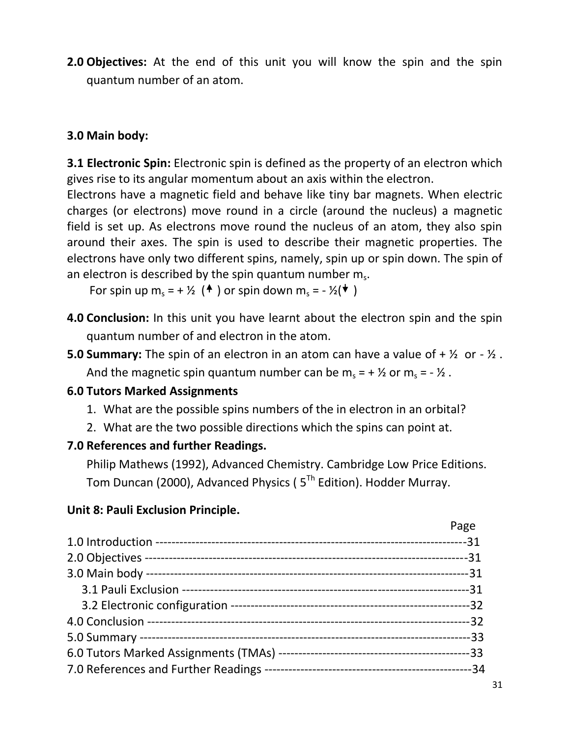**2.0 Objectives:** At the end of this unit you will know the spin and the spin quantum number of an atom.

**3.0 Main body:**

**3.1 Electronic Spin:** Electronic spin is defined as the property of an electron which gives rise to its angular momentum about an axis within the electron.

Electrons have a magnetic field and behave like tiny bar magnets. When electric charges (or electrons) move round in a circle (around the nucleus) a magnetic field is set up. As electrons move round the nucleus of an atom, they also spin around their axes. The spin is used to describe their magnetic properties. The electrons have only two different spins, namely, spin up or spin down. The spin of an electron is described by the spin quantum number $m_s$.

For spin up $m_s = + ½$ (↑) or spin down $m_s = - ½$(↓)

**4.0 Conclusion:** In this unit you have learnt about the electron spin and the spin quantum number of and electron in the atom.

**5.0 Summary:** The spin of an electron in an atom can have a value of + ½ or - ½ . And the magnetic spin quantum number can be $m_s = + ½$ or $m_s = - ½$ .

**6.0 Tutors Marked Assignments**

1. What are the possible spins numbers of the in electron in an orbital?
2. What are the two possible directions which the spins can point at.

**7.0 References and further Readings.**

Philip Mathews (1992), Advanced Chemistry. Cambridge Low Price Editions.

Tom Duncan (2000), Advanced Physics ( 5Th Edition). Hodder Murray.

**Unit 8: Pauli Exclusion Principle.**

| | Page |
|---|---|
| 1.0 Introduction | 31 |
| 2.0 Objectives | 31 |
| 3.0 Main body | 31 |
| 3.1 Pauli Exclusion | 31 |
| 3.2 Electronic configuration | 32 |
| 4.0 Conclusion | 32 |
| 5.0 Summary | 33 |
| 6.0 Tutors Marked Assignments (TMAs) | 33 |
| 7.0 References and Further Readings | 34 |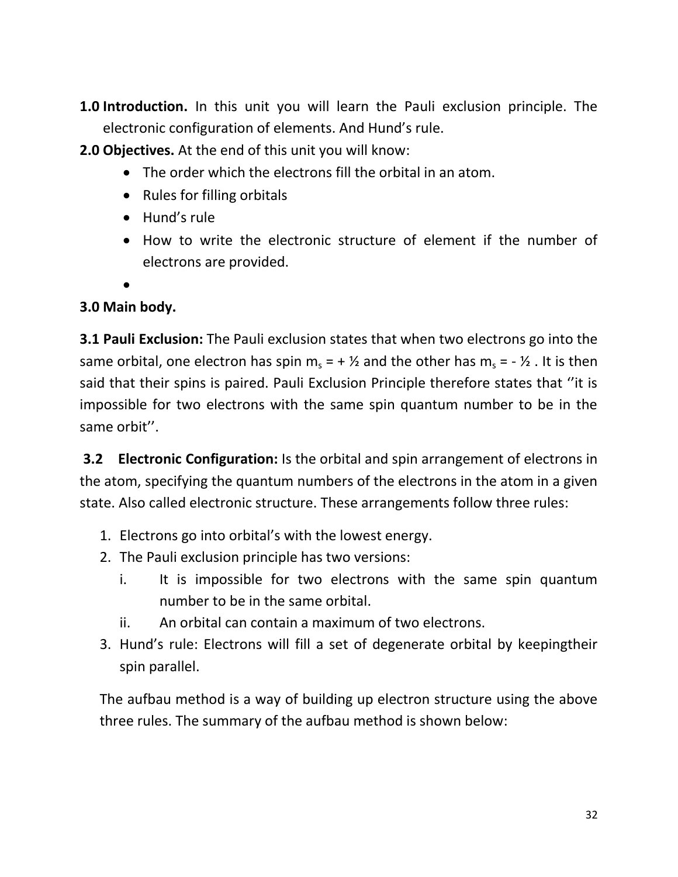**1.0 Introduction.** In this unit you will learn the Pauli exclusion principle. The electronic configuration of elements. And Hund's rule.

**2.0 Objectives.** At the end of this unit you will know:

- The order which the electrons fill the orbital in an atom.
- Rules for filling orbitals
- Hund's rule
- How to write the electronic structure of element if the number of electrons are provided.
-

**3.0 Main body.**

**3.1 Pauli Exclusion:** The Pauli exclusion states that when two electrons go into the same orbital, one electron has spin $m_s = + ½$ and the other has $m_s = - ½$ . It is then said that their spins is paired. Pauli Exclusion Principle therefore states that ''it is impossible for two electrons with the same spin quantum number to be in the same orbit''.

**3.2 Electronic Configuration:** Is the orbital and spin arrangement of electrons in the atom, specifying the quantum numbers of the electrons in the atom in a given state. Also called electronic structure. These arrangements follow three rules:

1. Electrons go into orbital's with the lowest energy.
2. The Pauli exclusion principle has two versions:
   i. It is impossible for two electrons with the same spin quantum number to be in the same orbital.
   ii. An orbital can contain a maximum of two electrons.
3. Hund's rule: Electrons will fill a set of degenerate orbital by keepingtheir spin parallel.

The aufbau method is a way of building up electron structure using the above three rules. The summary of the aufbau method is shown below: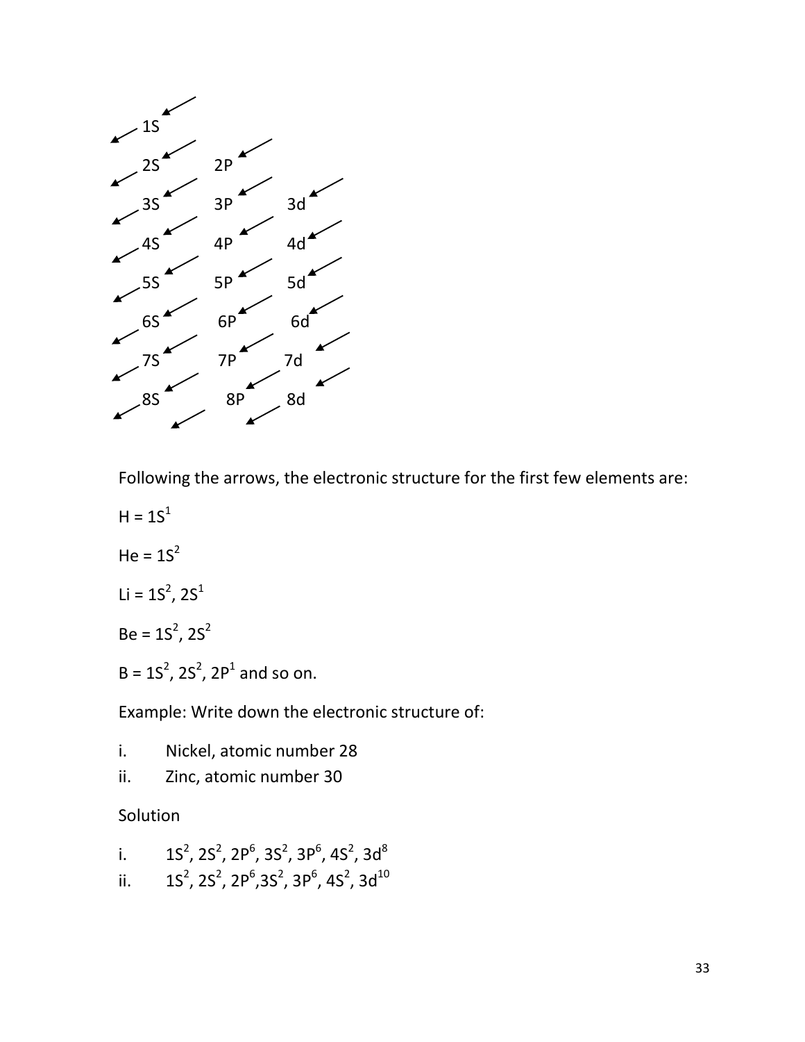| | | |
|---|---|---|
| 1S | | |
| 2S | 2P | |
| 3S | 3P | 3d |
| 4S | 4P | 4d |
| 5S | 5P | 5d |
| 6S | 6P | 6d |
| 7S | 7P | 7d |
| 8S | 8P | 8d |

Following the arrows, the electronic structure for the first few elements are:

H = $1S^1$

He = $1S^2$

Li = $1S^2$, $2S^1$

Be = $1S^2$, $2S^2$

B = $1S^2$, $2S^2$, $2P^1$ and so on.

Example: Write down the electronic structure of:

i. Nickel, atomic number 28
ii. Zinc, atomic number 30

Solution

i. $1S^2$, $2S^2$, $2P^6$, $3S^2$, $3P^6$, $4S^2$, $3d^8$
ii. $1S^2$, $2S^2$, $2P^6$,$3S^2$, $3P^6$, $4S^2$, $3d^{10}$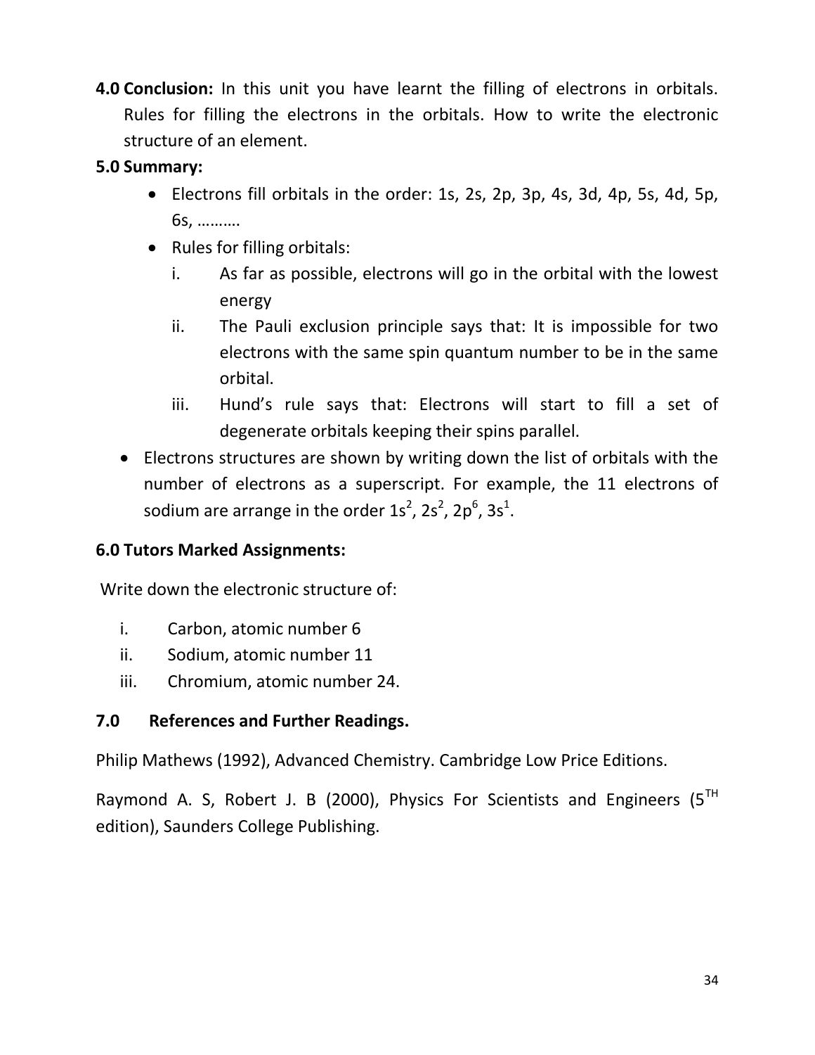**4.0 Conclusion:** In this unit you have learnt the filling of electrons in orbitals. Rules for filling the electrons in the orbitals. How to write the electronic structure of an element.

**5.0 Summary:**

- Electrons fill orbitals in the order: 1s, 2s, 2p, 3p, 4s, 3d, 4p, 5s, 4d, 5p, 6s, ……….
- Rules for filling orbitals:
  - i. As far as possible, electrons will go in the orbital with the lowest energy
  - ii. The Pauli exclusion principle says that: It is impossible for two electrons with the same spin quantum number to be in the same orbital.
  - iii. Hund's rule says that: Electrons will start to fill a set of degenerate orbitals keeping their spins parallel.
- Electrons structures are shown by writing down the list of orbitals with the number of electrons as a superscript. For example, the 11 electrons of sodium are arrange in the order $1s^2$, $2s^2$, $2p^6$, $3s^1$.

**6.0 Tutors Marked Assignments:**

Write down the electronic structure of:

i. Carbon, atomic number 6
ii. Sodium, atomic number 11
iii. Chromium, atomic number 24.

**7.0 References and Further Readings.**

Philip Mathews (1992), Advanced Chemistry. Cambridge Low Price Editions.

Raymond A. S, Robert J. B (2000), Physics For Scientists and Engineers ($5^{TH}$ edition), Saunders College Publishing.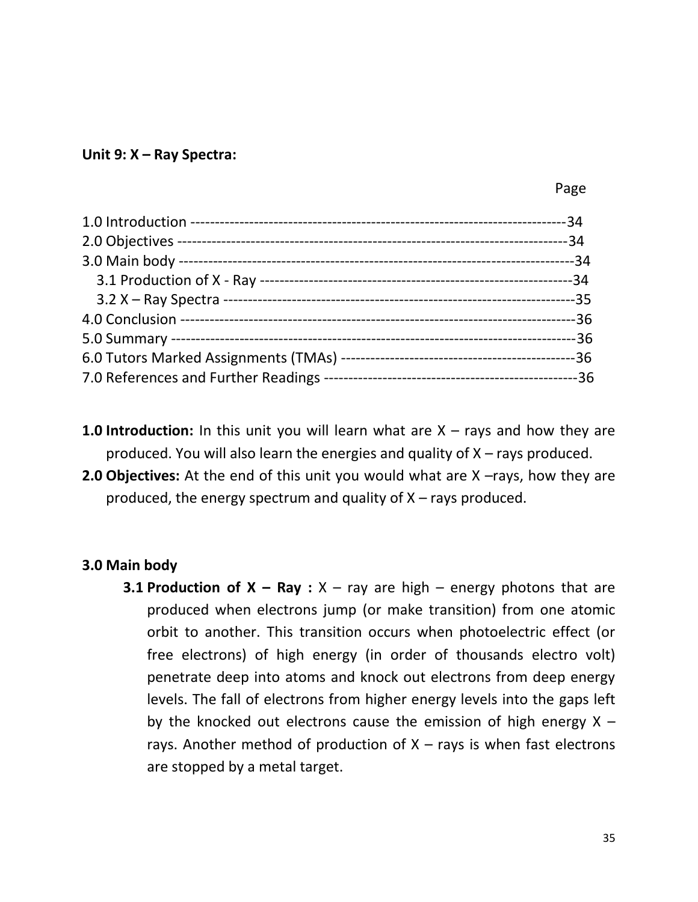**Unit 9: X – Ray Spectra:**

Page

1.0 Introduction ---------------------------------------------------------------------------34
2.0 Objectives -----------------------------------------------------------------------------34
3.0 Main body ----------------------------------------------------------------------------34
 3.1 Production of X - Ray --------------------------------------------------------------34
 3.2 X – Ray Spectra ---------------------------------------------------------------------35
4.0 Conclusion ----------------------------------------------------------------------------36
5.0 Summary ------------------------------------------------------------------------------36
6.0 Tutors Marked Assignments (TMAs) -----------------------------------------------36
7.0 References and Further Readings ----------------------------------------------------36

**1.0 Introduction:** In this unit you will learn what are X – rays and how they are produced. You will also learn the energies and quality of X – rays produced.

**2.0 Objectives:** At the end of this unit you would what are X –rays, how they are produced, the energy spectrum and quality of X – rays produced.

**3.0 Main body**

**3.1 Production of X – Ray :** X – ray are high – energy photons that are produced when electrons jump (or make transition) from one atomic orbit to another. This transition occurs when photoelectric effect (or free electrons) of high energy (in order of thousands electro volt) penetrate deep into atoms and knock out electrons from deep energy levels. The fall of electrons from higher energy levels into the gaps left by the knocked out electrons cause the emission of high energy X – rays. Another method of production of X – rays is when fast electrons are stopped by a metal target.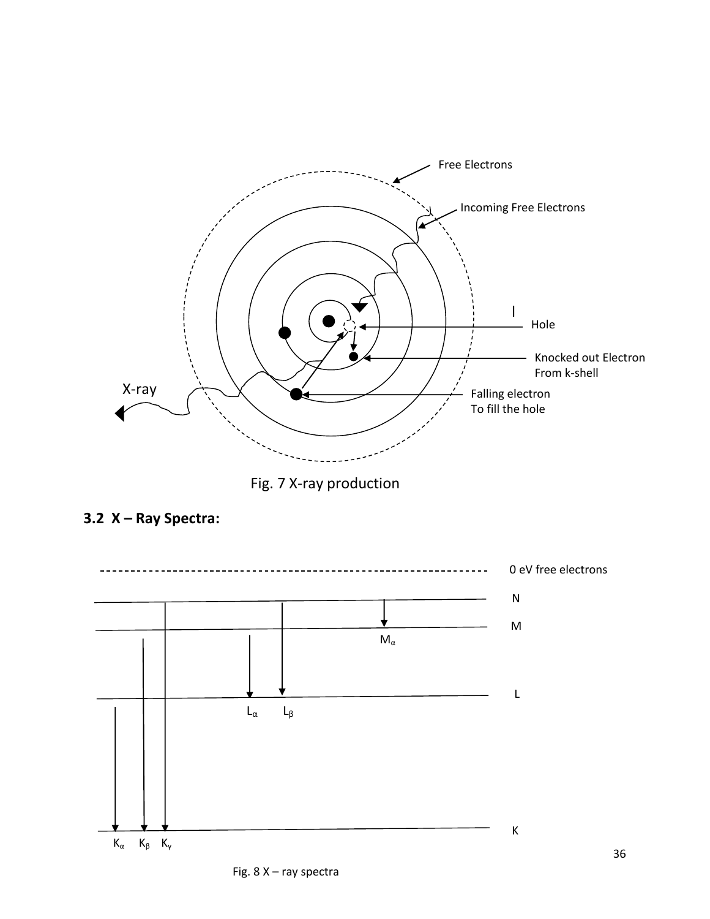Fig. 7 X-ray production

## 3.2 X – Ray Spectra:

Fig. 8 X – ray spectra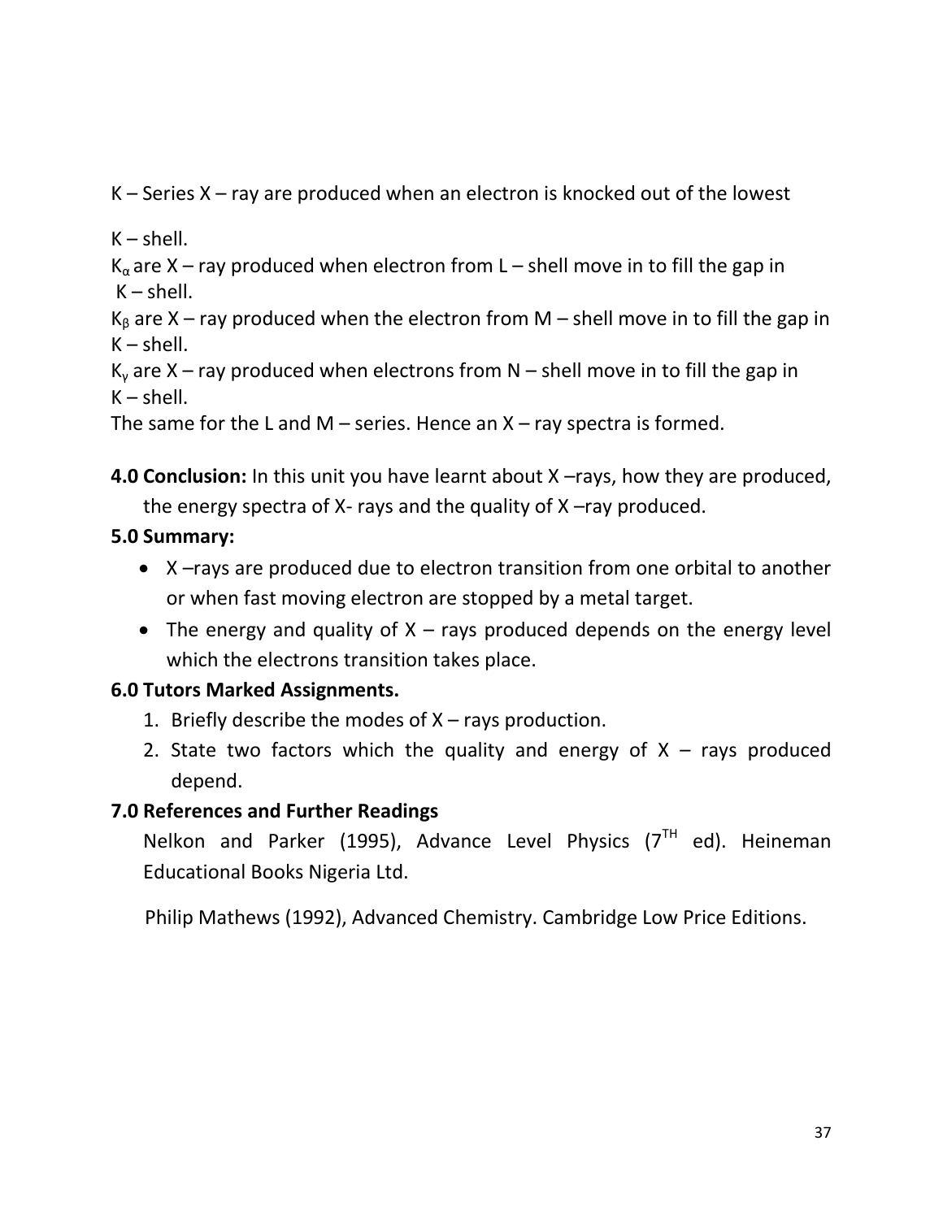K – Series X – ray are produced when an electron is knocked out of the lowest

K – shell.

$K_\alpha$ are X – ray produced when electron from L – shell move in to fill the gap in K – shell.

$K_\beta$ are X – ray produced when the electron from M – shell move in to fill the gap in K – shell.

$K_\gamma$ are X – ray produced when electrons from N – shell move in to fill the gap in K – shell.

The same for the L and M – series. Hence an X – ray spectra is formed.

**4.0 Conclusion:** In this unit you have learnt about X –rays, how they are produced, the energy spectra of X- rays and the quality of X –ray produced.

**5.0 Summary:**

- X –rays are produced due to electron transition from one orbital to another or when fast moving electron are stopped by a metal target.
- The energy and quality of X – rays produced depends on the energy level which the electrons transition takes place.

**6.0 Tutors Marked Assignments.**

1. Briefly describe the modes of X – rays production.
2. State two factors which the quality and energy of X – rays produced depend.

**7.0 References and Further Readings**

Nelkon and Parker (1995), Advance Level Physics (7$^{TH}$ ed). Heineman Educational Books Nigeria Ltd.

Philip Mathews (1992), Advanced Chemistry. Cambridge Low Price Editions.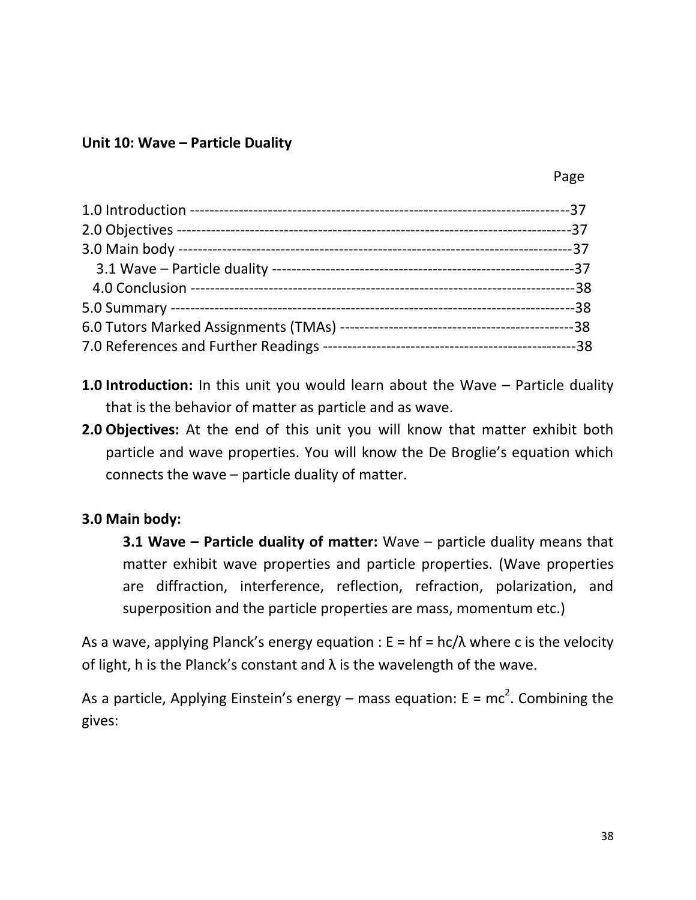## Unit 10: Wave – Particle Duality

| | Page |
|---|---|
| 1.0 Introduction | 37 |
| 2.0 Objectives | 37 |
| 3.0 Main body | 37 |
| 3.1 Wave – Particle duality | 37 |
| 4.0 Conclusion | 38 |
| 5.0 Summary | 38 |
| 6.0 Tutors Marked Assignments (TMAs) | 38 |
| 7.0 References and Further Readings | 38 |

**1.0 Introduction:** In this unit you would learn about the Wave – Particle duality that is the behavior of matter as particle and as wave.

**2.0 Objectives:** At the end of this unit you will know that matter exhibit both particle and wave properties. You will know the De Broglie's equation which connects the wave – particle duality of matter.

**3.0 Main body:**

**3.1 Wave – Particle duality of matter:** Wave – particle duality means that matter exhibit wave properties and particle properties. (Wave properties are diffraction, interference, reflection, refraction, polarization, and superposition and the particle properties are mass, momentum etc.)

As a wave, applying Planck's energy equation : $E = hf = hc/\lambda$ where c is the velocity of light, h is the Planck's constant and $\lambda$ is the wavelength of the wave.

As a particle, Applying Einstein's energy – mass equation: $E = mc^2$. Combining the gives: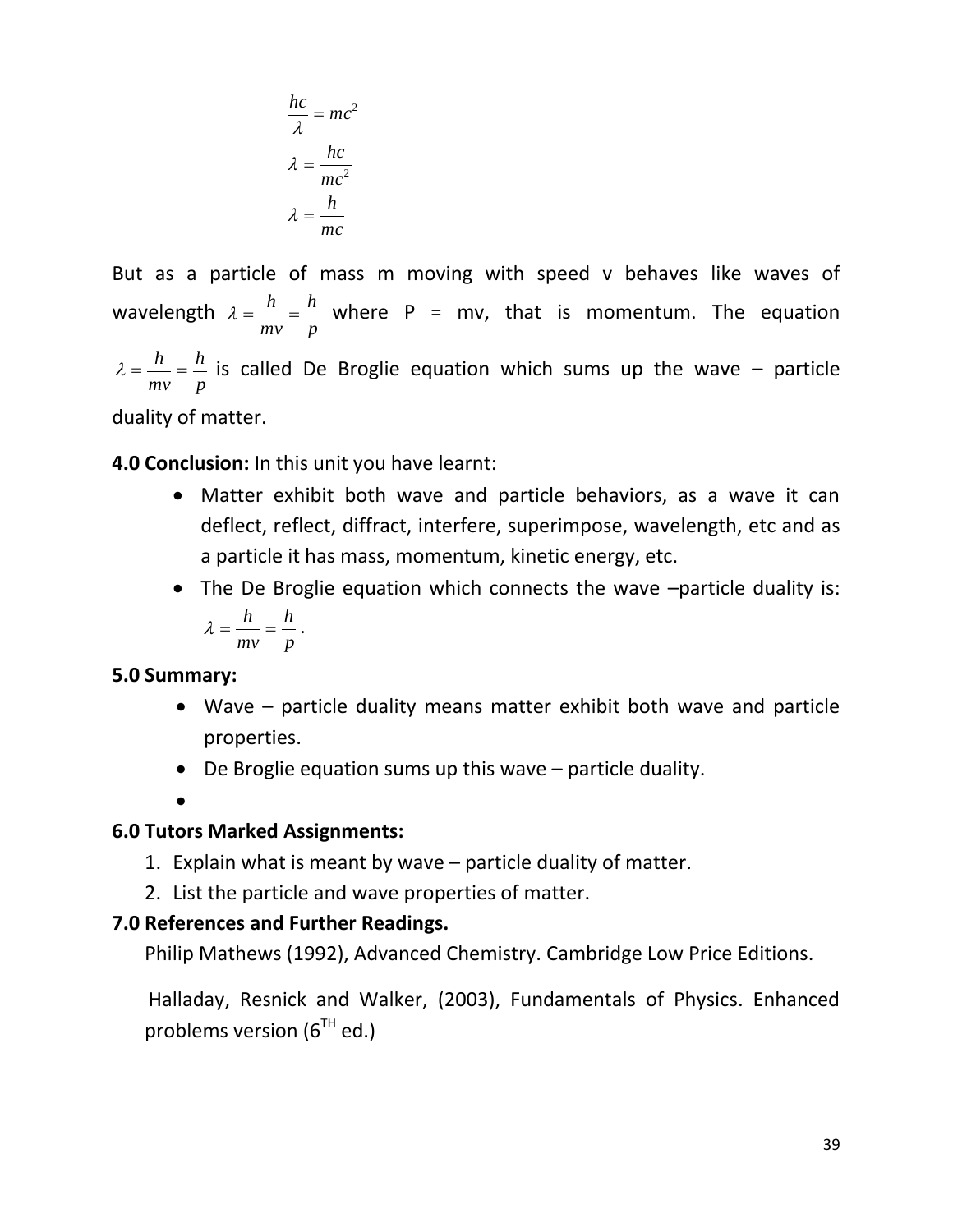$$\frac{hc}{\lambda} = mc^2$$

$$\lambda = \frac{hc}{mc^2}$$

$$\lambda = \frac{h}{mc}$$

But as a particle of mass m moving with speed v behaves like waves of wavelength $\lambda = \frac{h}{mv} = \frac{h}{p}$ where P = mv, that is momentum. The equation $\lambda = \frac{h}{mv} = \frac{h}{p}$ is called De Broglie equation which sums up the wave – particle duality of matter.

**4.0 Conclusion:** In this unit you have learnt:

- Matter exhibit both wave and particle behaviors, as a wave it can deflect, reflect, diffract, interfere, superimpose, wavelength, etc and as a particle it has mass, momentum, kinetic energy, etc.
- The De Broglie equation which connects the wave –particle duality is: $\lambda = \frac{h}{mv} = \frac{h}{p}$.

**5.0 Summary:**

- Wave – particle duality means matter exhibit both wave and particle properties.
- De Broglie equation sums up this wave – particle duality.
- 

**6.0 Tutors Marked Assignments:**

1. Explain what is meant by wave – particle duality of matter.
2. List the particle and wave properties of matter.

**7.0 References and Further Readings.**

Philip Mathews (1992), Advanced Chemistry. Cambridge Low Price Editions.

Halladay, Resnick and Walker, (2003), Fundamentals of Physics. Enhanced problems version (6$^{TH}$ ed.)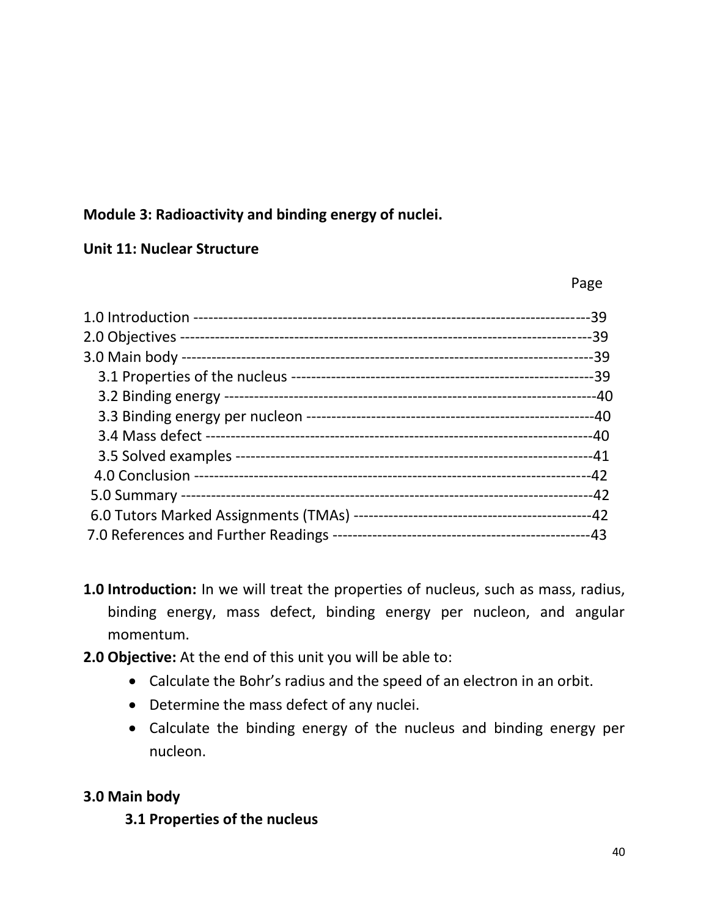**Module 3: Radioactivity and binding energy of nuclei.**

**Unit 11: Nuclear Structure**

| | Page |
|---|---|
| 1.0 Introduction | 39 |
| 2.0 Objectives | 39 |
| 3.0 Main body | 39 |
| 3.1 Properties of the nucleus | 39 |
| 3.2 Binding energy | 40 |
| 3.3 Binding energy per nucleon | 40 |
| 3.4 Mass defect | 40 |
| 3.5 Solved examples | 41 |
| 4.0 Conclusion | 42 |
| 5.0 Summary | 42 |
| 6.0 Tutors Marked Assignments (TMAs) | 42 |
| 7.0 References and Further Readings | 43 |

**1.0 Introduction:** In we will treat the properties of nucleus, such as mass, radius, binding energy, mass defect, binding energy per nucleon, and angular momentum.

**2.0 Objective:** At the end of this unit you will be able to:

- Calculate the Bohr's radius and the speed of an electron in an orbit.
- Determine the mass defect of any nuclei.
- Calculate the binding energy of the nucleus and binding energy per nucleon.

**3.0 Main body**

**3.1 Properties of the nucleus**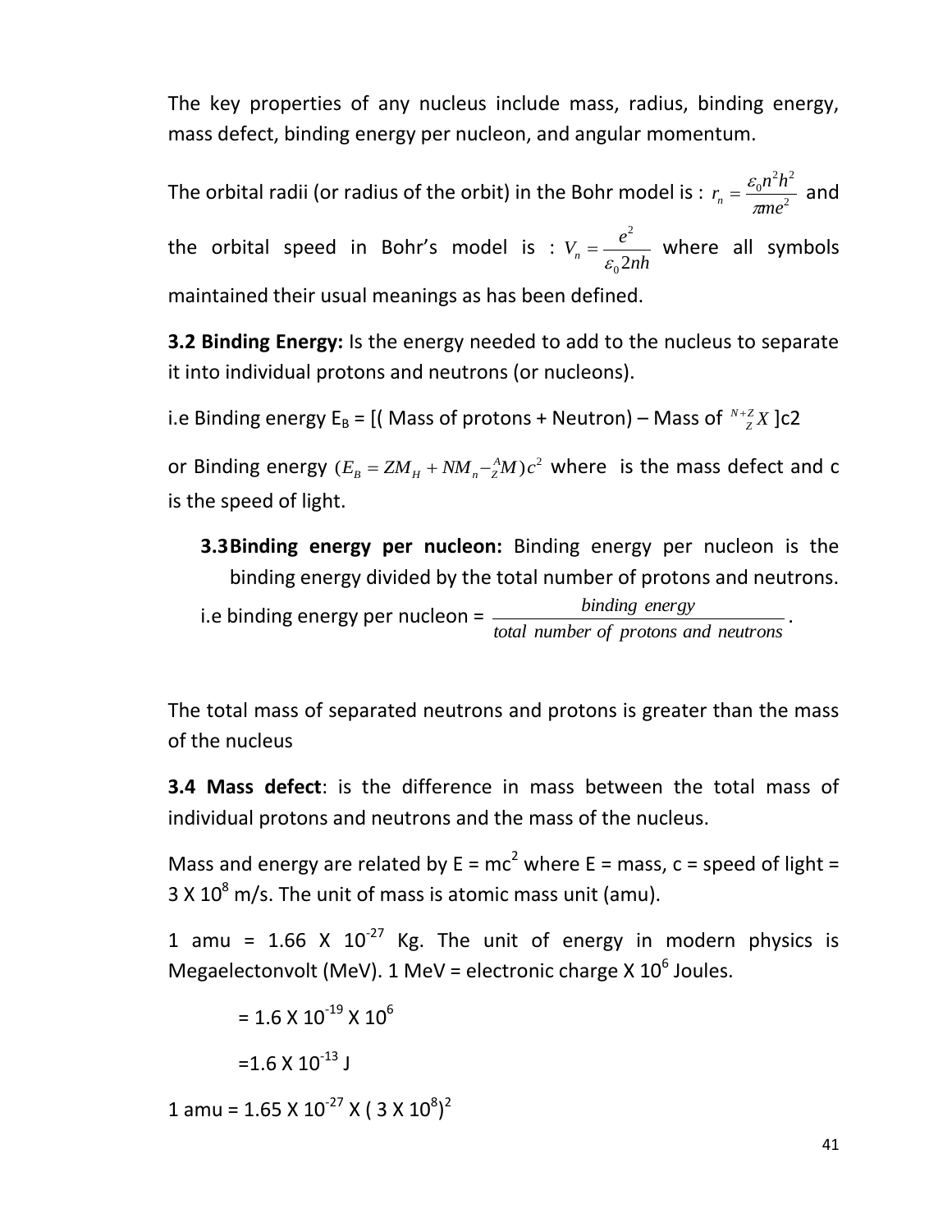The key properties of any nucleus include mass, radius, binding energy, mass defect, binding energy per nucleon, and angular momentum.

The orbital radii (or radius of the orbit) in the Bohr model is : $r_n = \frac{\varepsilon_0 n^2 h^2}{\pi m e^2}$ and the orbital speed in Bohr's model is : $V_n = \frac{e^2}{\varepsilon_0 2nh}$ where all symbols maintained their usual meanings as has been defined.

**3.2 Binding Energy:** Is the energy needed to add to the nucleus to separate it into individual protons and neutrons (or nucleons).

i.e Binding energy $E_B$ = [( Mass of protons + Neutron) – Mass of $^{N+Z}_{Z}X$ ]c2

or Binding energy $(E_B = ZM_H + NM_n - {}^{A}_{Z}M)c^2$ where is the mass defect and c is the speed of light.

**3.3 Binding energy per nucleon:** Binding energy per nucleon is the binding energy divided by the total number of protons and neutrons.

i.e binding energy per nucleon = $\frac{binding\ energy}{total\ number\ of\ protons\ and\ neutrons}$.

The total mass of separated neutrons and protons is greater than the mass of the nucleus

**3.4 Mass defect**: is the difference in mass between the total mass of individual protons and neutrons and the mass of the nucleus.

Mass and energy are related by $E = mc^2$ where E = mass, c = speed of light = $3 \times 10^8$ m/s. The unit of mass is atomic mass unit (amu).

1 amu = $1.66 \times 10^{-27}$ Kg. The unit of energy in modern physics is Megaelectonvolt (MeV). 1 MeV = electronic charge X $10^6$ Joules.

$= 1.6 \times 10^{-19} \times 10^6$

$= 1.6 \times 10^{-13}$ J

1 amu = $1.65 \times 10^{-27} \times (3 \times 10^8)^2$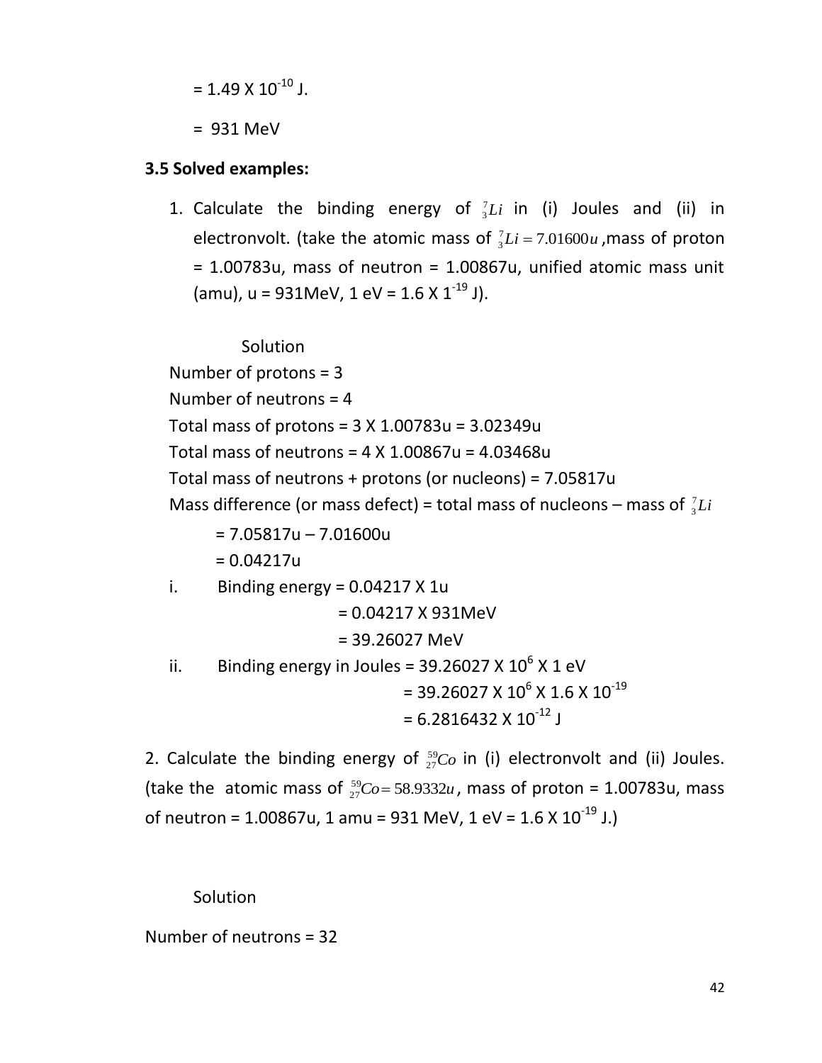= 1.49 X $10^{-10}$ J.

= 931 MeV

**3.5 Solved examples:**

1. Calculate the binding energy of ${}^{7}_{3}Li$ in (i) Joules and (ii) in electronvolt. (take the atomic mass of ${}^{7}_{3}Li = 7.01600u$ ,mass of proton = 1.00783u, mass of neutron = 1.00867u, unified atomic mass unit (amu), u = 931MeV, 1 eV = 1.6 X $1^{-19}$ J).

Solution

Number of protons = 3

Number of neutrons = 4

Total mass of protons = 3 X 1.00783u = 3.02349u

Total mass of neutrons = 4 X 1.00867u = 4.03468u

Total mass of neutrons + protons (or nucleons) = 7.05817u

Mass difference (or mass defect) = total mass of nucleons – mass of ${}^{7}_{3}Li$

= 7.05817u – 7.01600u

= 0.04217u

i. Binding energy = 0.04217 X 1u

= 0.04217 X 931MeV

= 39.26027 MeV

ii. Binding energy in Joules = 39.26027 X $10^{6}$ X 1 eV

= 39.26027 X $10^{6}$ X 1.6 X $10^{-19}$

= 6.2816432 X $10^{-12}$ J

2. Calculate the binding energy of ${}^{59}_{27}Co$ in (i) electronvolt and (ii) Joules. (take the atomic mass of ${}^{59}_{27}Co = 58.9332u$, mass of proton = 1.00783u, mass of neutron = 1.00867u, 1 amu = 931 MeV, 1 eV = 1.6 X $10^{-19}$ J.)

Solution

Number of neutrons = 32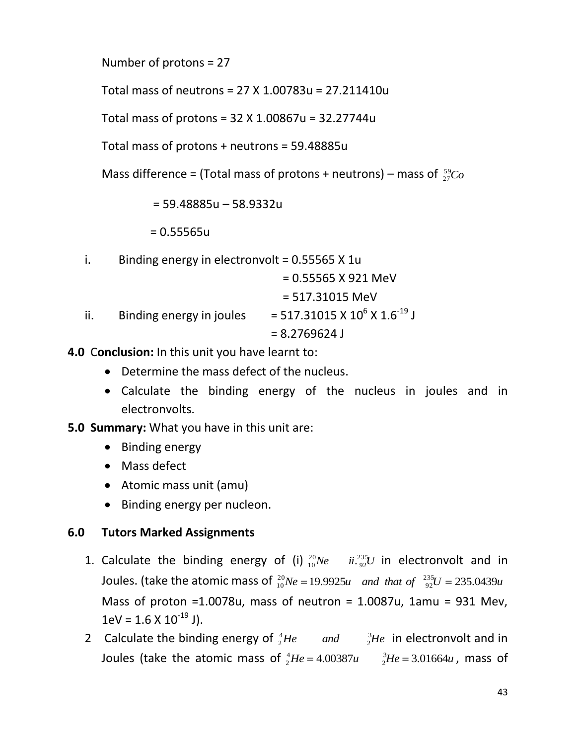Number of protons = 27

Total mass of neutrons = 27 X 1.00783u = 27.211410u

Total mass of protons = 32 X 1.00867u = 32.27744u

Total mass of protons + neutrons = 59.48885u

Mass difference = (Total mass of protons + neutrons) – mass of $^{59}_{27}Co$

= 59.48885u – 58.9332u

= 0.55565u

i. Binding energy in electronvolt = 0.55565 X 1u
 = 0.55565 X 921 MeV
 = 517.31015 MeV

ii. Binding energy in joules = 517.31015 X $10^{6}$ X $1.6^{-19}$ J
 = 8.2769624 J

**4.0 Conclusion:** In this unit you have learnt to:

- Determine the mass defect of the nucleus.
- Calculate the binding energy of the nucleus in joules and in electronvolts.

**5.0 Summary:** What you have in this unit are:

- Binding energy
- Mass defect
- Atomic mass unit (amu)
- Binding energy per nucleon.

## 6.0 Tutors Marked Assignments

1. Calculate the binding energy of (i) $^{20}_{10}Ne$ $ii.^{235}_{92}U$ in electronvolt and in Joules. (take the atomic mass of $^{20}_{10}Ne = 19.9925u$ *and that of* $^{235}_{92}U = 235.0439u$ Mass of proton =1.0078u, mass of neutron = 1.0087u, 1amu = 931 Mev, 1eV = 1.6 X $10^{-19}$ J).
2. Calculate the binding energy of $^{4}_{2}He$ *and* $^{3}_{2}He$ in electronvolt and in Joules (take the atomic mass of $^{4}_{2}He = 4.00387u$ $^{3}_{2}He = 3.01664u$, mass of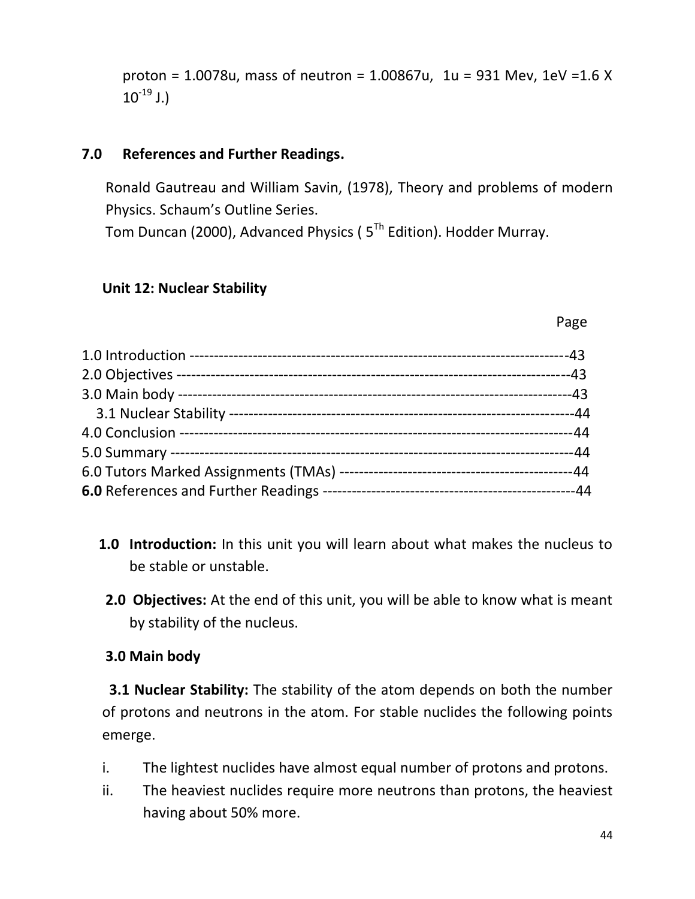proton = 1.0078u, mass of neutron = 1.00867u, 1u = 931 Mev, 1eV =1.6 X $10^{-19}$ J.)

## 7.0 References and Further Readings.

Ronald Gautreau and William Savin, (1978), Theory and problems of modern Physics. Schaum's Outline Series.
Tom Duncan (2000), Advanced Physics ( $5^{Th}$ Edition). Hodder Murray.

## Unit 12: Nuclear Stability

Page

1.0 Introduction ----------------------------------------------------------------------------43
2.0 Objectives ------------------------------------------------------------------------------43
3.0 Main body -----------------------------------------------------------------------------43
3.1 Nuclear Stability ---------------------------------------------------------------------44
4.0 Conclusion -----------------------------------------------------------------------------44
5.0 Summary -------------------------------------------------------------------------------44
6.0 Tutors Marked Assignments (TMAs) ------------------------------------------------44
**6.0** References and Further Readings ----------------------------------------------------44

**1.0 Introduction:** In this unit you will learn about what makes the nucleus to be stable or unstable.

**2.0 Objectives:** At the end of this unit, you will be able to know what is meant by stability of the nucleus.

### 3.0 Main body

**3.1 Nuclear Stability:** The stability of the atom depends on both the number of protons and neutrons in the atom. For stable nuclides the following points emerge.

i. The lightest nuclides have almost equal number of protons and protons.
ii. The heaviest nuclides require more neutrons than protons, the heaviest having about 50% more.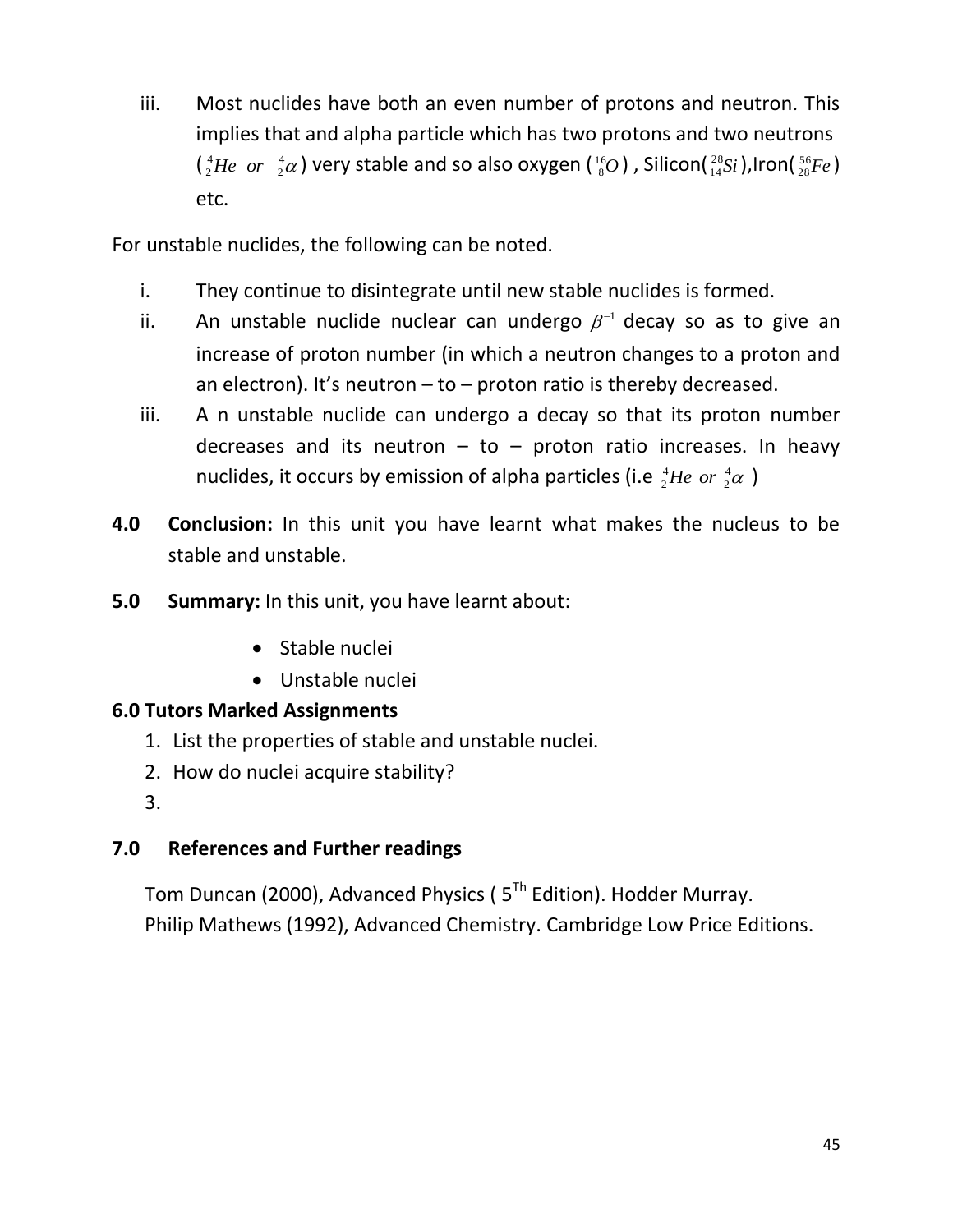iii. Most nuclides have both an even number of protons and neutron. This implies that and alpha particle which has two protons and two neutrons ($^{4}_{2}He$ or $^{4}_{2}\alpha$) very stable and so also oxygen ($^{16}_{8}O$) , Silicon($^{28}_{14}Si$),Iron($^{56}_{28}Fe$) etc.

For unstable nuclides, the following can be noted.

i. They continue to disintegrate until new stable nuclides is formed.
ii. An unstable nuclide nuclear can undergo $\beta^{-1}$ decay so as to give an increase of proton number (in which a neutron changes to a proton and an electron). It's neutron – to – proton ratio is thereby decreased.
iii. A n unstable nuclide can undergo a decay so that its proton number decreases and its neutron – to – proton ratio increases. In heavy nuclides, it occurs by emission of alpha particles (i.e $^{4}_{2}He$ or $^{4}_{2}\alpha$ )

**4.0 Conclusion:** In this unit you have learnt what makes the nucleus to be stable and unstable.

**5.0 Summary:** In this unit, you have learnt about:

- Stable nuclei
- Unstable nuclei

**6.0 Tutors Marked Assignments**

1. List the properties of stable and unstable nuclei.
2. How do nuclei acquire stability?
3.

**7.0 References and Further readings**

Tom Duncan (2000), Advanced Physics ( 5Th Edition). Hodder Murray.
Philip Mathews (1992), Advanced Chemistry. Cambridge Low Price Editions.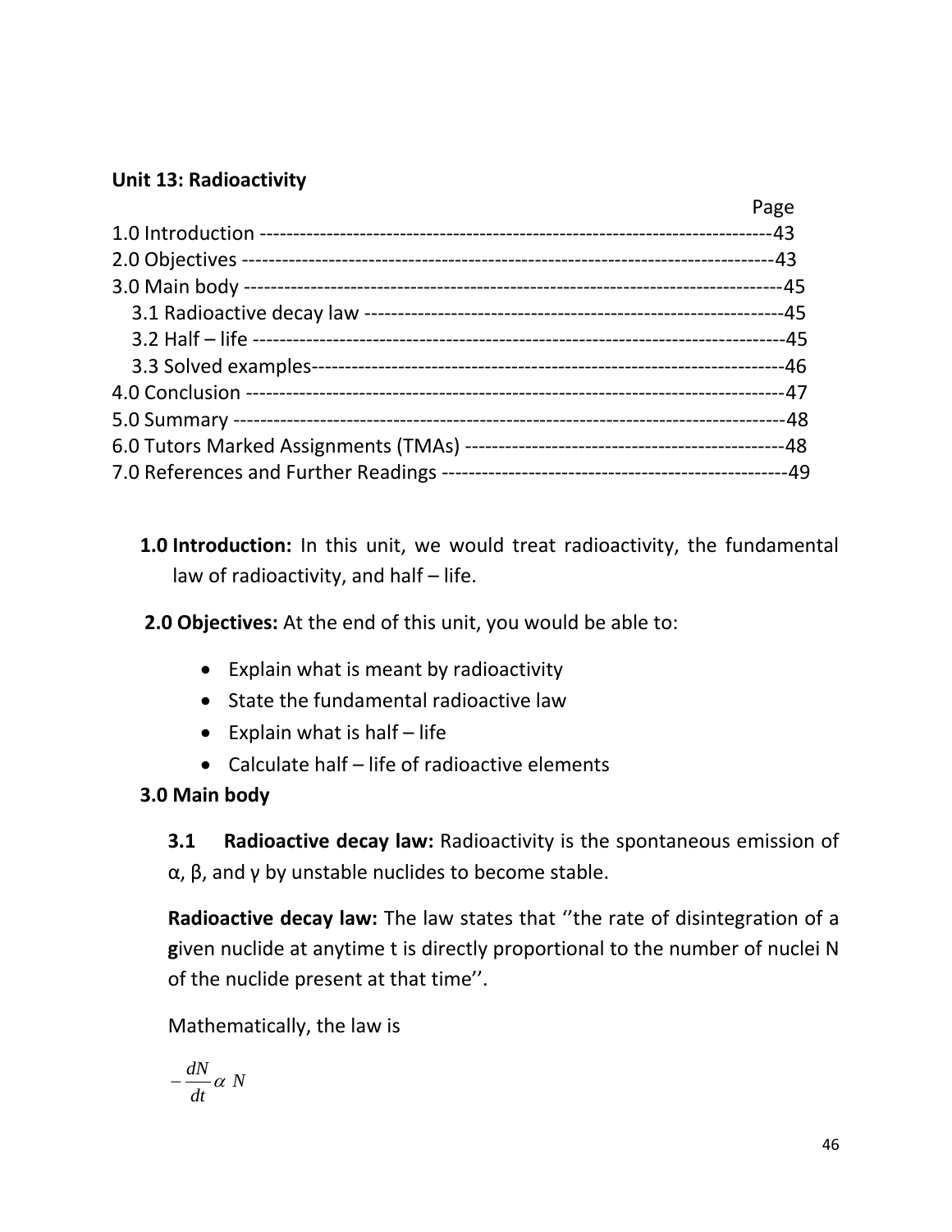**Unit 13: Radioactivity**

| | Page |
|---|---|
| 1.0 Introduction | 43 |
| 2.0 Objectives | 43 |
| 3.0 Main body | 45 |
| 3.1 Radioactive decay law | 45 |
| 3.2 Half – life | 45 |
| 3.3 Solved examples | 46 |
| 4.0 Conclusion | 47 |
| 5.0 Summary | 48 |
| 6.0 Tutors Marked Assignments (TMAs) | 48 |
| 7.0 References and Further Readings | 49 |

**1.0 Introduction:** In this unit, we would treat radioactivity, the fundamental law of radioactivity, and half – life.

**2.0 Objectives:** At the end of this unit, you would be able to:

- Explain what is meant by radioactivity
- State the fundamental radioactive law
- Explain what is half – life
- Calculate half – life of radioactive elements

**3.0 Main body**

**3.1 Radioactive decay law:** Radioactivity is the spontaneous emission of α, β, and γ by unstable nuclides to become stable.

**Radioactive decay law:** The law states that ''the rate of disintegration of a **g**iven nuclide at anytime t is directly proportional to the number of nuclei N of the nuclide present at that time''.

Mathematically, the law is

$$-\frac{dN}{dt} \alpha \ N$$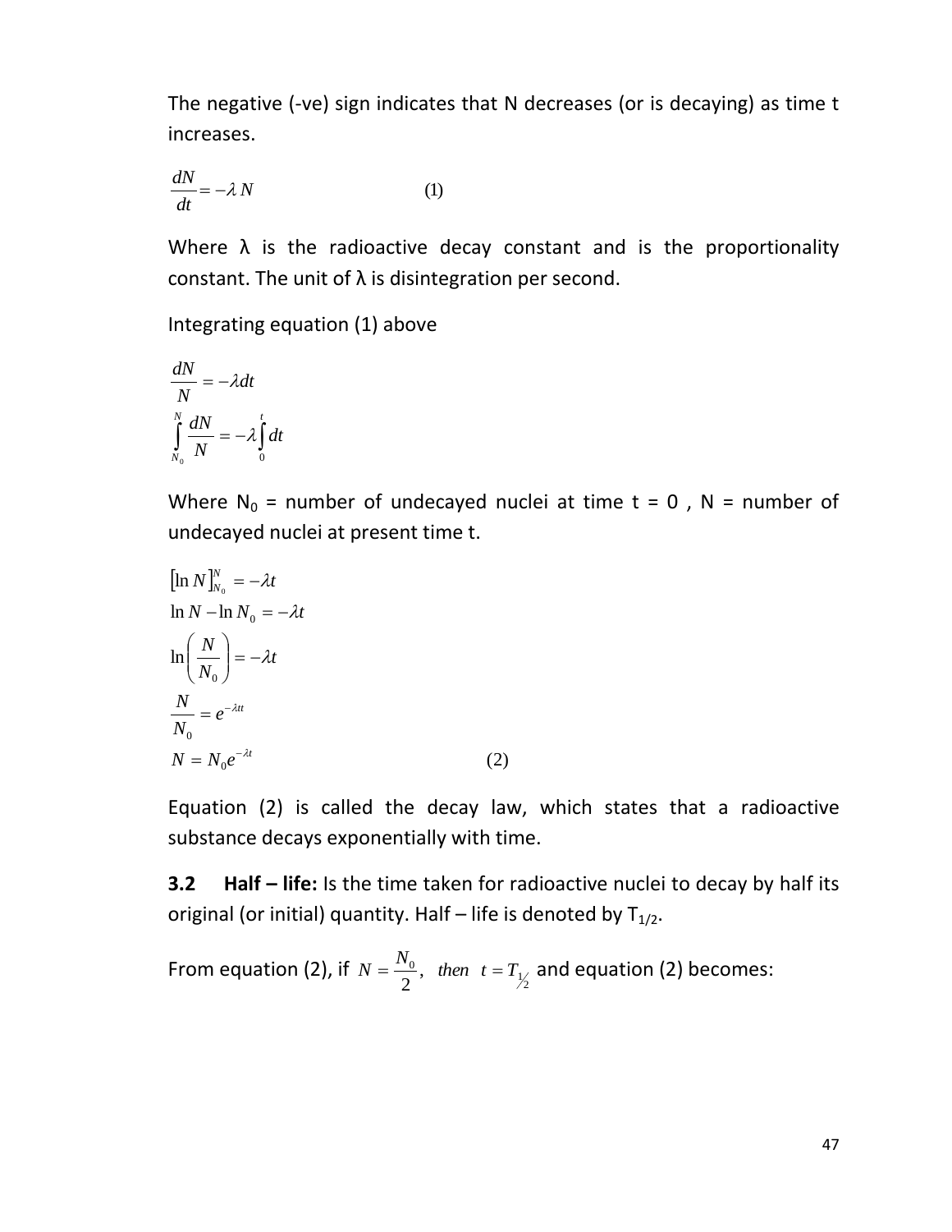The negative (-ve) sign indicates that N decreases (or is decaying) as time t increases.

$$\frac{dN}{dt} = -\lambda N \qquad (1)$$

Where λ is the radioactive decay constant and is the proportionality constant. The unit of λ is disintegration per second.

Integrating equation (1) above

$$\frac{dN}{N} = -\lambda dt$$

$$\int_{N_0}^{N} \frac{dN}{N} = -\lambda \int_{0}^{t} dt$$

Where $N_0$ = number of undecayed nuclei at time t = 0 , N = number of undecayed nuclei at present time t.

$$[\ln N]_{N_0}^{N} = -\lambda t$$

$$\ln N - \ln N_0 = -\lambda t$$

$$\ln\left(\frac{N}{N_0}\right) = -\lambda t$$

$$\frac{N}{N_0} = e^{-\lambda tt}$$

$$N = N_0 e^{-\lambda t} \qquad (2)$$

Equation (2) is called the decay law, which states that a radioactive substance decays exponentially with time.

**3.2 Half – life:** Is the time taken for radioactive nuclei to decay by half its original (or initial) quantity. Half – life is denoted by $T_{1/2}$.

From equation (2), if $N = \frac{N_0}{2},\ \ then\ \ t = T_{1/2}$ and equation (2) becomes: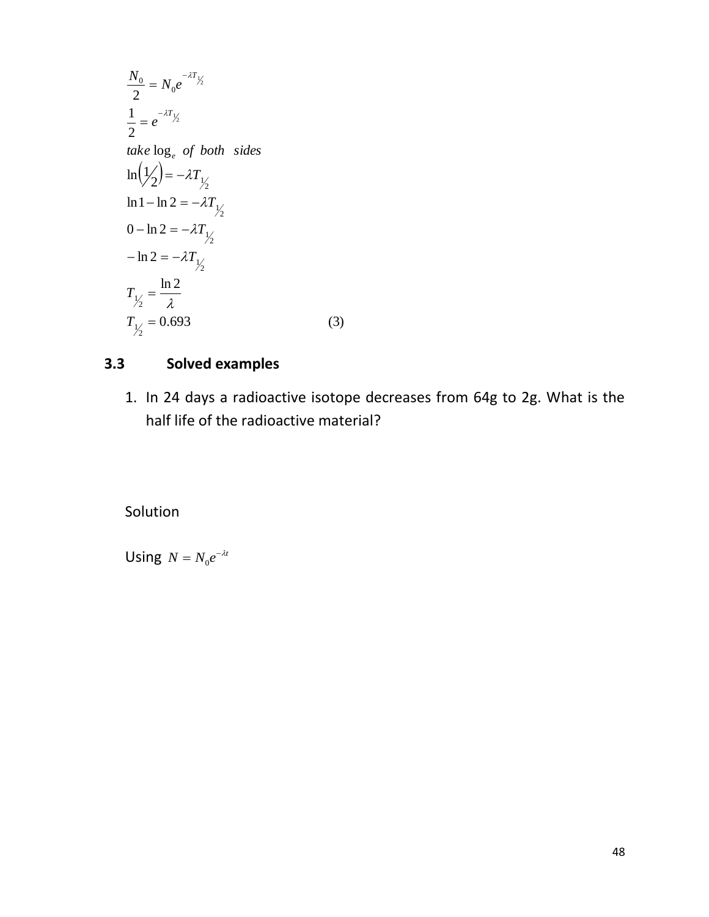$$\frac{N_0}{2} = N_0 e^{-\lambda T_{1/2}}$$

$$\frac{1}{2} = e^{-\lambda T_{1/2}}$$

$$take \log_e \ of \ both \ \ sides$$

$$\ln\left(1/2\right) = -\lambda T_{1/2}$$

$$\ln 1 - \ln 2 = -\lambda T_{1/2}$$

$$0 - \ln 2 = -\lambda T_{1/2}$$

$$-\ln 2 = -\lambda T_{1/2}$$

$$T_{1/2} = \frac{\ln 2}{\lambda}$$

$$T_{1/2} = 0.693 \qquad (3)$$

## 3.3 Solved examples

1. In 24 days a radioactive isotope decreases from 64g to 2g. What is the half life of the radioactive material?

Solution

Using $N = N_0 e^{-\lambda t}$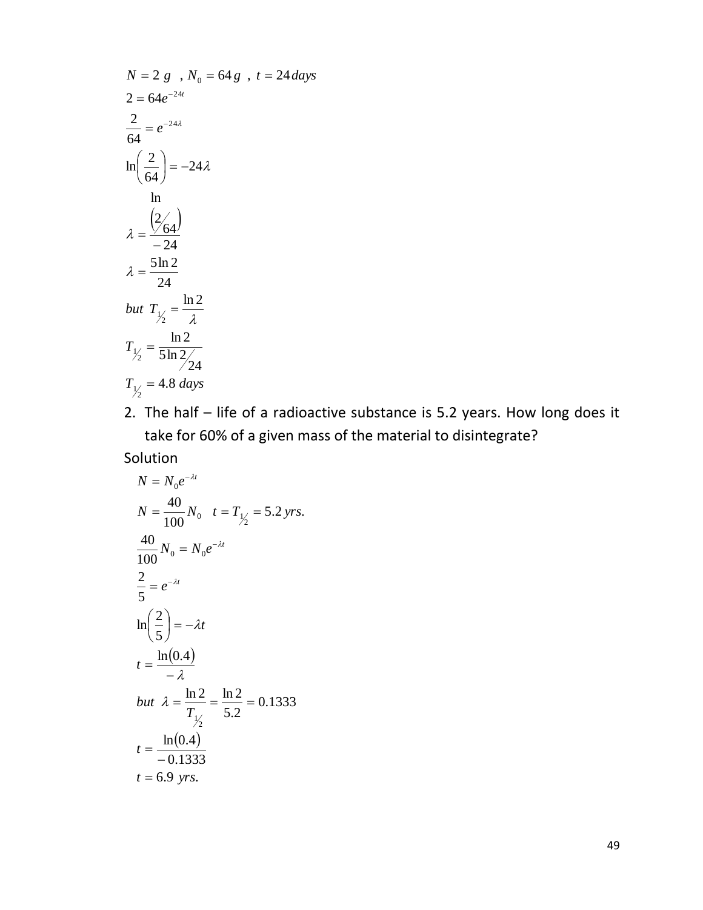$$N = 2\ g \ \ , N_0 = 64\,g \ \ , \ t = 24\,days$$

$$2 = 64e^{-24t}$$

$$\frac{2}{64} = e^{-24\lambda}$$

$$\ln\left(\frac{2}{64}\right) = -24\lambda$$

$$\lambda = \frac{\ln\left(2/64\right)}{-24}$$

$$\lambda = \frac{5\ln 2}{24}$$

$$but\ \ T_{1/2} = \frac{\ln 2}{\lambda}$$

$$T_{1/2} = \frac{\ln 2}{5\ln 2/24}$$

$$T_{1/2} = 4.8\ days$$

2. The half – life of a radioactive substance is 5.2 years. How long does it take for 60% of a given mass of the material to disintegrate?

Solution

$$N = N_0 e^{-\lambda t}$$

$$N = \frac{40}{100}N_0 \quad t = T_{1/2} = 5.2\,yrs.$$

$$\frac{40}{100}N_0 = N_0 e^{-\lambda t}$$

$$\frac{2}{5} = e^{-\lambda t}$$

$$\ln\left(\frac{2}{5}\right) = -\lambda t$$

$$t = \frac{\ln(0.4)}{-\lambda}$$

$$but\ \ \lambda = \frac{\ln 2}{T_{1/2}} = \frac{\ln 2}{5.2} = 0.1333$$

$$t = \frac{\ln(0.4)}{-0.1333}$$

$$t = 6.9\ yrs.$$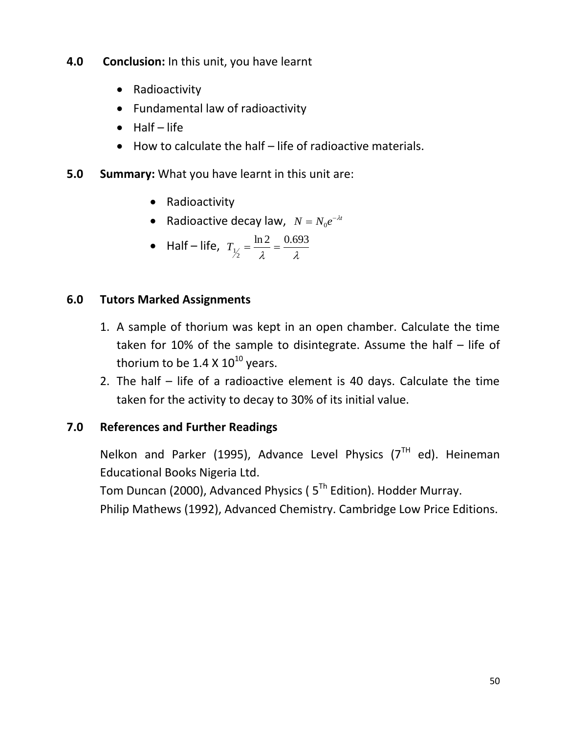## 4.0 Conclusion: In this unit, you have learnt

- Radioactivity
- Fundamental law of radioactivity
- Half – life
- How to calculate the half – life of radioactive materials.

## 5.0 Summary: What you have learnt in this unit are:

- Radioactivity
- Radioactive decay law, $N = N_0 e^{-\lambda t}$
- Half – life, $T_{1/2} = \frac{\ln 2}{\lambda} = \frac{0.693}{\lambda}$

## 6.0 Tutors Marked Assignments

1. A sample of thorium was kept in an open chamber. Calculate the time taken for 10% of the sample to disintegrate. Assume the half – life of thorium to be $1.4 \times 10^{10}$ years.
2. The half – life of a radioactive element is 40 days. Calculate the time taken for the activity to decay to 30% of its initial value.

## 7.0 References and Further Readings

Nelkon and Parker (1995), Advance Level Physics (7TH ed). Heineman Educational Books Nigeria Ltd.

Tom Duncan (2000), Advanced Physics ( 5Th Edition). Hodder Murray.

Philip Mathews (1992), Advanced Chemistry. Cambridge Low Price Editions.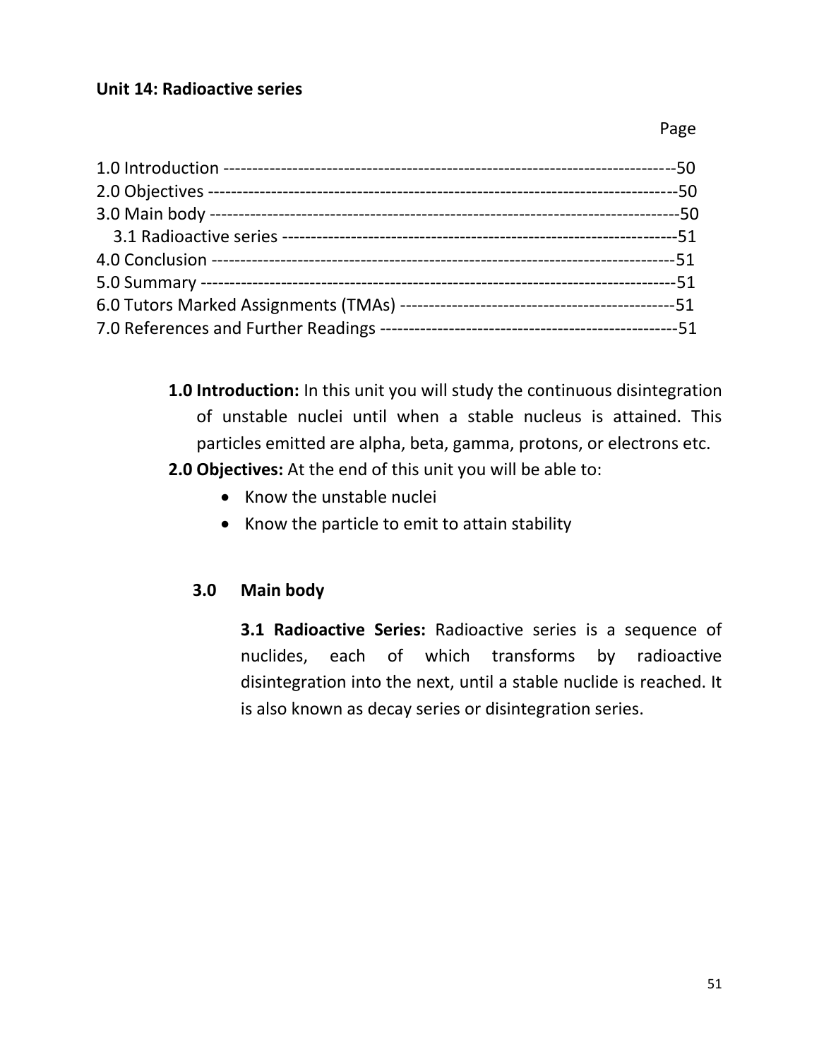**Unit 14: Radioactive series**

Page

1.0 Introduction ------------------------------------------------------------------------------50
2.0 Objectives ---------------------------------------------------------------------------------50
3.0 Main body ---------------------------------------------------------------------------------50
  3.1 Radioactive series -------------------------------------------------------------------51
4.0 Conclusion --------------------------------------------------------------------------------51
5.0 Summary ----------------------------------------------------------------------------------51
6.0 Tutors Marked Assignments (TMAs) ------------------------------------------------51
7.0 References and Further Readings ----------------------------------------------------51

**1.0 Introduction:** In this unit you will study the continuous disintegration of unstable nuclei until when a stable nucleus is attained. This particles emitted are alpha, beta, gamma, protons, or electrons etc.

**2.0 Objectives:** At the end of this unit you will be able to:

- Know the unstable nuclei
- Know the particle to emit to attain stability

## 3.0 Main body

**3.1 Radioactive Series:** Radioactive series is a sequence of nuclides, each of which transforms by radioactive disintegration into the next, until a stable nuclide is reached. It is also known as decay series or disintegration series.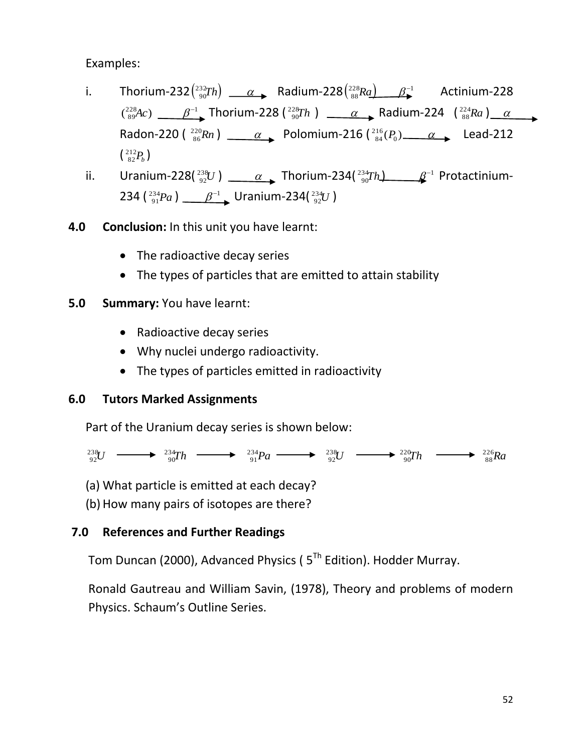Examples:

i. Thorium-232 $\left({}^{232}_{90}Th\right)$ $\xrightarrow{\alpha}$ Radium-228 $\left({}^{228}_{88}Ra\right)$ $\xrightarrow{\beta^{-1}}$ Actinium-228 $({}^{228}_{89}Ac)$ $\xrightarrow{\beta^{-1}}$ Thorium-228 $({}^{228}_{90}Th)$ $\xrightarrow{\alpha}$ Radium-224 $({}^{224}_{88}Ra)$ $\xrightarrow{\alpha}$ Radon-220 $({}^{220}_{86}Rn)$ $\xrightarrow{\alpha}$ Polomium-216 $({}^{216}_{84}(P_0)$ $\xrightarrow{\alpha}$ Lead-212 $({}^{212}_{82}P_b)$

ii. Uranium-228$({}^{238}_{92}U)$ $\xrightarrow{\alpha}$ Thorium-234$({}^{234}_{90}Th)$ $\xrightarrow{\beta^{-1}}$ Protactinium-234 $({}^{234}_{91}Pa)$ $\xrightarrow{\beta^{-1}}$ Uranium-234$({}^{234}_{92}U)$

## 4.0 Conclusion:

In this unit you have learnt:

- The radioactive decay series
- The types of particles that are emitted to attain stability

## 5.0 Summary:

You have learnt:

- Radioactive decay series
- Why nuclei undergo radioactivity.
- The types of particles emitted in radioactivity

## 6.0 Tutors Marked Assignments

Part of the Uranium decay series is shown below:

$${}^{238}_{92}U \longrightarrow {}^{234}_{90}Th \longrightarrow {}^{234}_{91}Pa \longrightarrow {}^{238}_{92}U \longrightarrow {}^{220}_{90}Th \longrightarrow {}^{226}_{88}Ra$$

(a) What particle is emitted at each decay?

(b) How many pairs of isotopes are there?

## 7.0 References and Further Readings

Tom Duncan (2000), Advanced Physics ( 5Th Edition). Hodder Murray.

Ronald Gautreau and William Savin, (1978), Theory and problems of modern Physics. Schaum's Outline Series.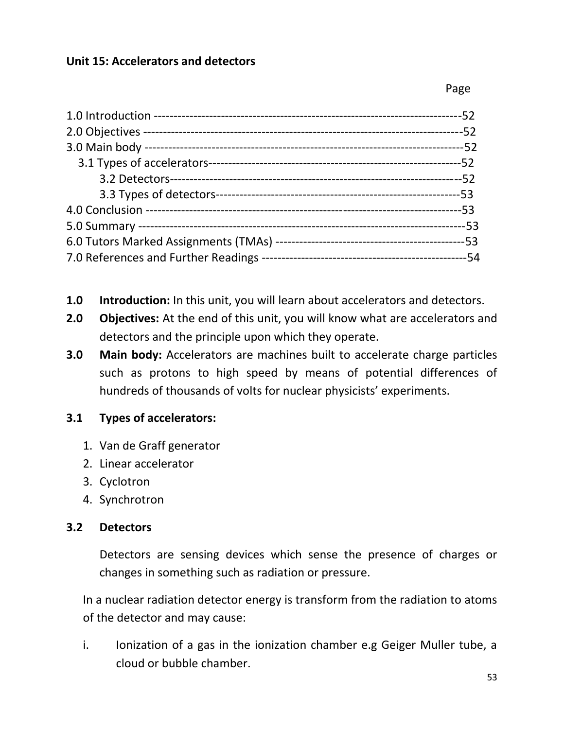**Unit 15: Accelerators and detectors**

| | Page |
|---|---|
| 1.0 Introduction | 52 |
| 2.0 Objectives | 52 |
| 3.0 Main body | 52 |
| 3.1 Types of accelerators | 52 |
| 3.2 Detectors | 52 |
| 3.3 Types of detectors | 53 |
| 4.0 Conclusion | 53 |
| 5.0 Summary | 53 |
| 6.0 Tutors Marked Assignments (TMAs) | 53 |
| 7.0 References and Further Readings | 54 |

**1.0 Introduction:** In this unit, you will learn about accelerators and detectors.

**2.0 Objectives:** At the end of this unit, you will know what are accelerators and detectors and the principle upon which they operate.

**3.0 Main body:** Accelerators are machines built to accelerate charge particles such as protons to high speed by means of potential differences of hundreds of thousands of volts for nuclear physicists' experiments.

**3.1 Types of accelerators:**

1. Van de Graff generator
2. Linear accelerator
3. Cyclotron
4. Synchrotron

**3.2 Detectors**

Detectors are sensing devices which sense the presence of charges or changes in something such as radiation or pressure.

In a nuclear radiation detector energy is transform from the radiation to atoms of the detector and may cause:

i. Ionization of a gas in the ionization chamber e.g Geiger Muller tube, a cloud or bubble chamber.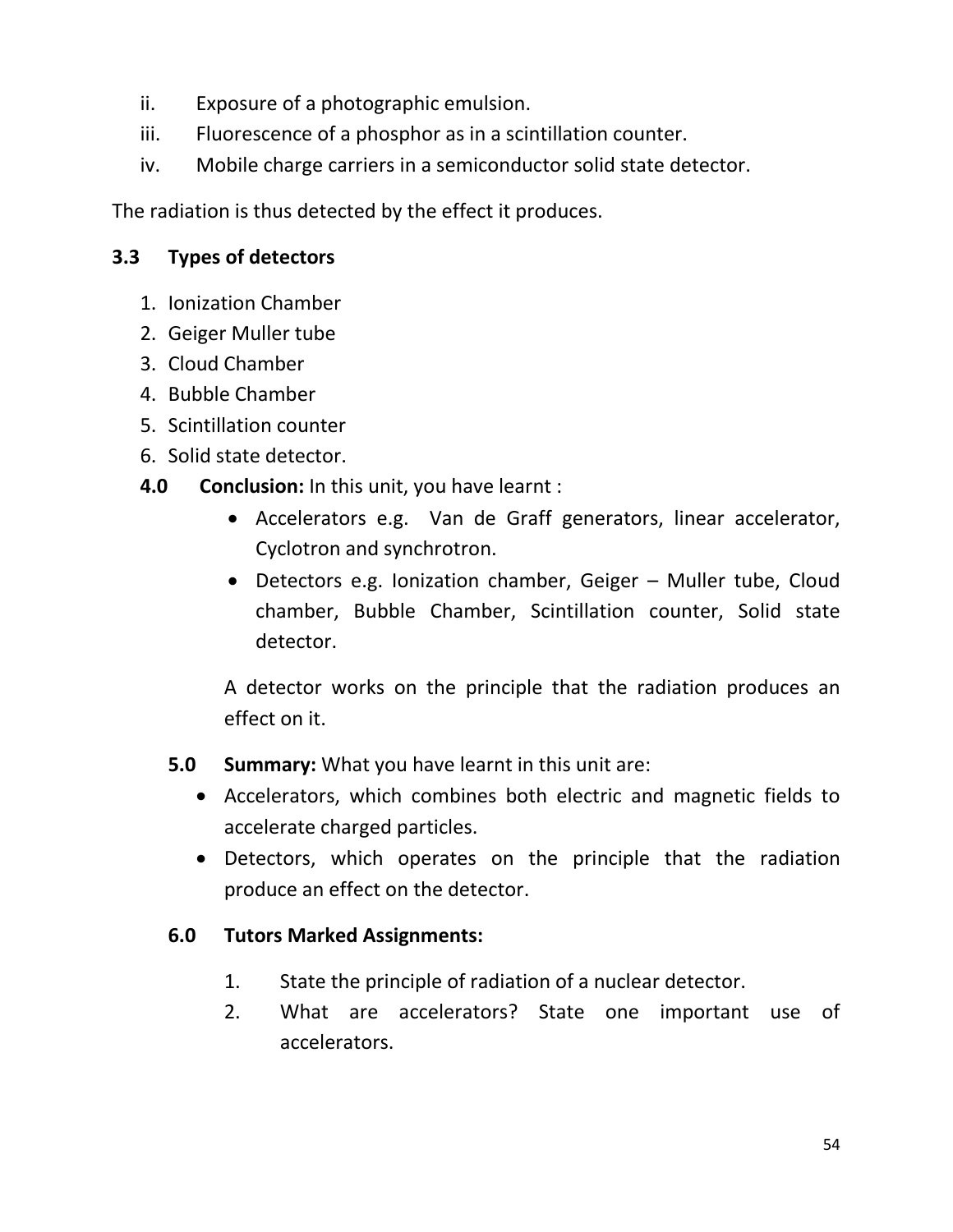ii. Exposure of a photographic emulsion.
iii. Fluorescence of a phosphor as in a scintillation counter.
iv. Mobile charge carriers in a semiconductor solid state detector.

The radiation is thus detected by the effect it produces.

### 3.3 Types of detectors

1. Ionization Chamber
2. Geiger Muller tube
3. Cloud Chamber
4. Bubble Chamber
5. Scintillation counter
6. Solid state detector.

**4.0 Conclusion:** In this unit, you have learnt :

- Accelerators e.g. Van de Graff generators, linear accelerator, Cyclotron and synchrotron.
- Detectors e.g. Ionization chamber, Geiger – Muller tube, Cloud chamber, Bubble Chamber, Scintillation counter, Solid state detector.

A detector works on the principle that the radiation produces an effect on it.

**5.0 Summary:** What you have learnt in this unit are:

- Accelerators, which combines both electric and magnetic fields to accelerate charged particles.
- Detectors, which operates on the principle that the radiation produce an effect on the detector.

**6.0 Tutors Marked Assignments:**

1. State the principle of radiation of a nuclear detector.
2. What are accelerators? State one important use of accelerators.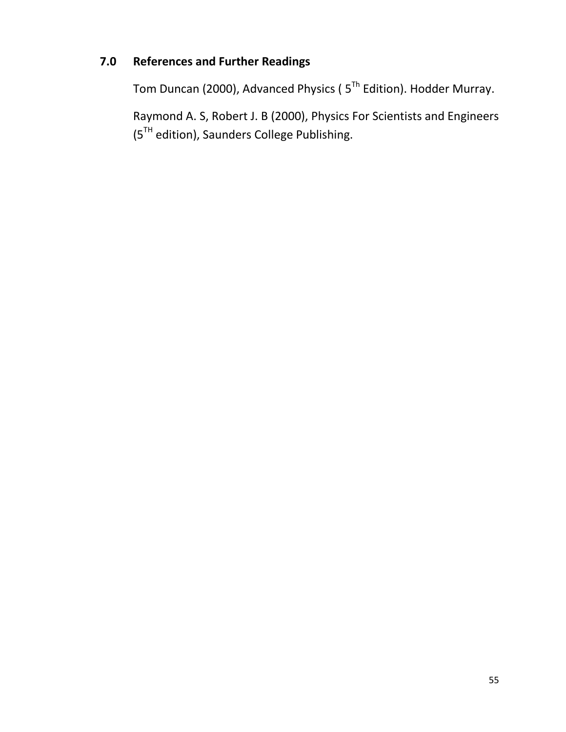## 7.0 References and Further Readings

Tom Duncan (2000), Advanced Physics ( $5^{Th}$ Edition). Hodder Murray.

Raymond A. S, Robert J. B (2000), Physics For Scientists and Engineers ($5^{TH}$ edition), Saunders College Publishing.